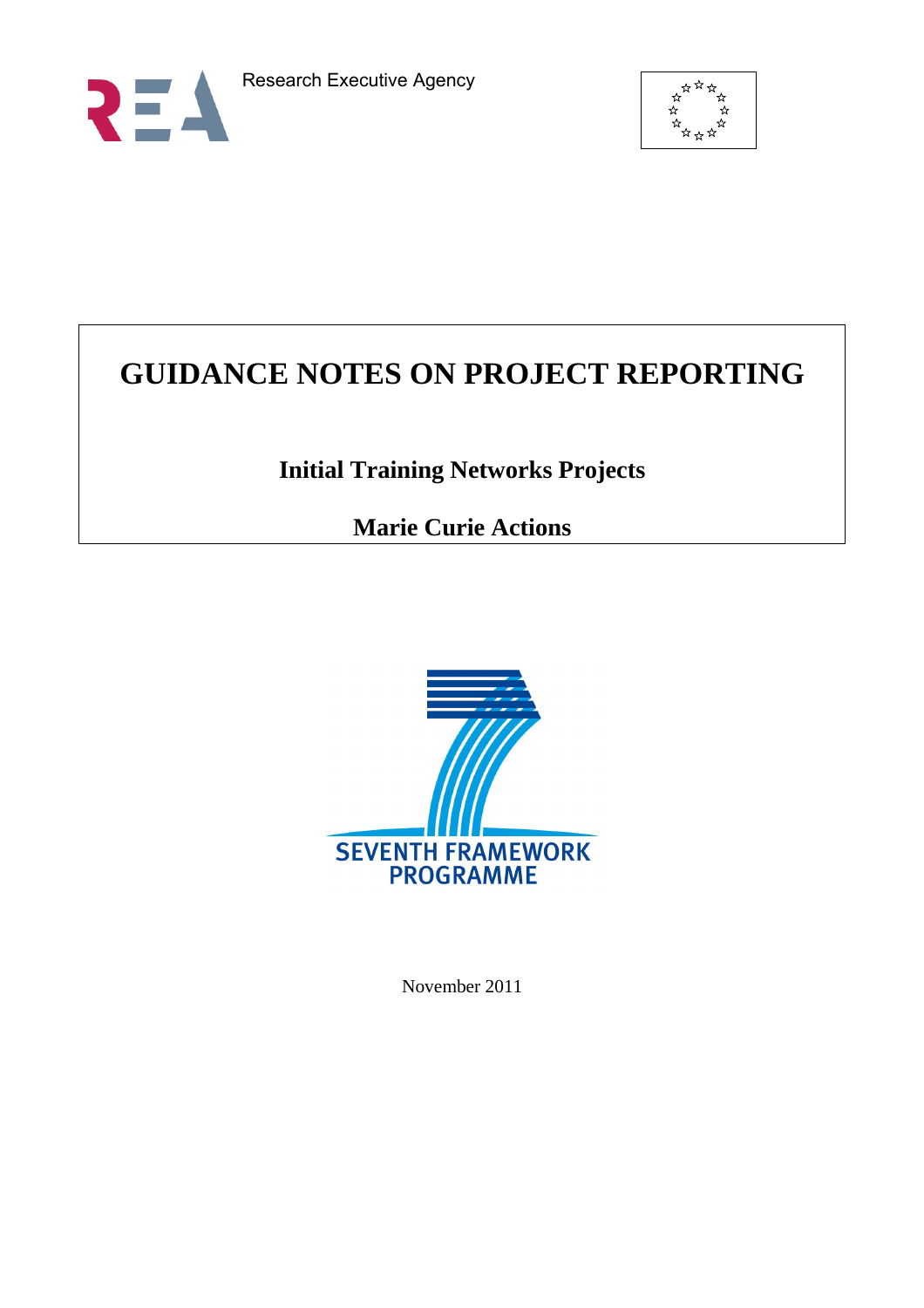Research Executive Agency

# GUIDANCE NOTES ON PROJECT REPORTING

## Initial Training Networks Projects

## Marie Curie Actions

SEVENTH FRAMEWORK PROGRAMME

November 2011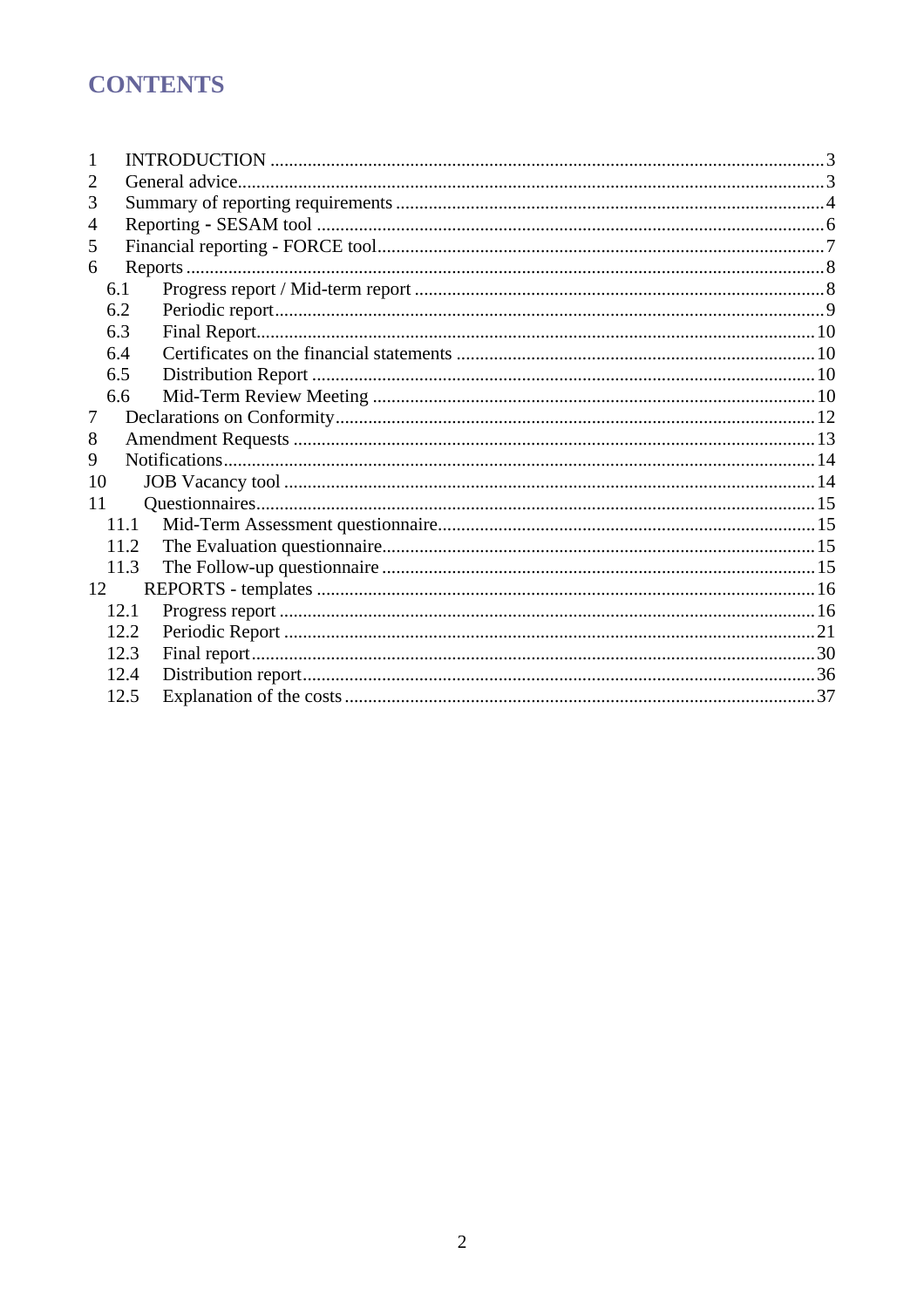# CONTENTS

1 INTRODUCTION ..... 3
2 General advice ..... 3
3 Summary of reporting requirements ..... 4
4 Reporting - SESAM tool ..... 6
5 Financial reporting - FORCE tool ..... 7
6 Reports ..... 8
  6.1 Progress report / Mid-term report ..... 8
  6.2 Periodic report ..... 9
  6.3 Final Report ..... 10
  6.4 Certificates on the financial statements ..... 10
  6.5 Distribution Report ..... 10
  6.6 Mid-Term Review Meeting ..... 10
7 Declarations on Conformity ..... 12
8 Amendment Requests ..... 13
9 Notifications ..... 14
10 JOB Vacancy tool ..... 14
11 Questionnaires ..... 15
  11.1 Mid-Term Assessment questionnaire ..... 15
  11.2 The Evaluation questionnaire ..... 15
  11.3 The Follow-up questionnaire ..... 15
12 REPORTS - templates ..... 16
  12.1 Progress report ..... 16
  12.2 Periodic Report ..... 21
  12.3 Final report ..... 30
  12.4 Distribution report ..... 36
  12.5 Explanation of the costs ..... 37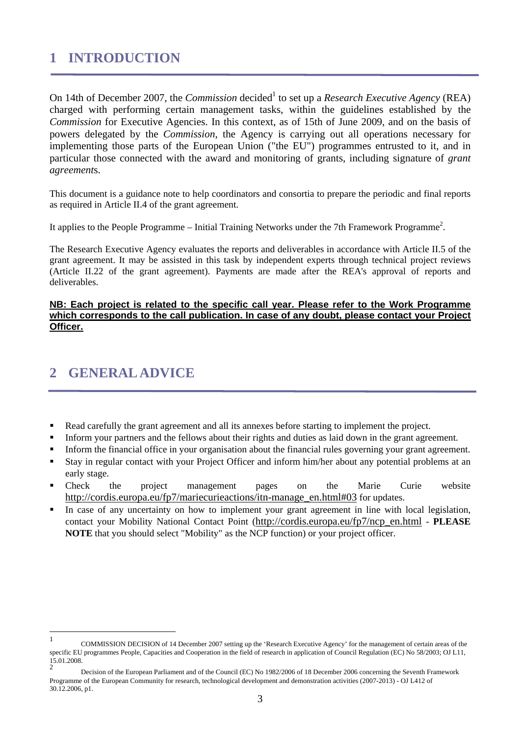# 1 INTRODUCTION

On 14th of December 2007, the *Commission* decided[1] to set up a *Research Executive Agency* (REA) charged with performing certain management tasks, within the guidelines established by the *Commission* for Executive Agencies. In this context, as of 15th of June 2009, and on the basis of powers delegated by the *Commission*, the Agency is carrying out all operations necessary for implementing those parts of the European Union ("the EU") programmes entrusted to it, and in particular those connected with the award and monitoring of grants, including signature of *grant agreements*.

This document is a guidance note to help coordinators and consortia to prepare the periodic and final reports as required in Article II.4 of the grant agreement.

It applies to the People Programme – Initial Training Networks under the 7th Framework Programme[2].

The Research Executive Agency evaluates the reports and deliverables in accordance with Article II.5 of the grant agreement. It may be assisted in this task by independent experts through technical project reviews (Article II.22 of the grant agreement). Payments are made after the REA's approval of reports and deliverables.

**NB: Each project is related to the specific call year. Please refer to the Work Programme which corresponds to the call publication. In case of any doubt, please contact your Project Officer.**

# 2 GENERAL ADVICE

- Read carefully the grant agreement and all its annexes before starting to implement the project.
- Inform your partners and the fellows about their rights and duties as laid down in the grant agreement.
- Inform the financial office in your organisation about the financial rules governing your grant agreement.
- Stay in regular contact with your Project Officer and inform him/her about any potential problems at an early stage.
- Check the project management pages on the Marie Curie website http://cordis.europa.eu/fp7/mariecurieactions/itn-manage_en.html#03 for updates.
- In case of any uncertainty on how to implement your grant agreement in line with local legislation, contact your Mobility National Contact Point (http://cordis.europa.eu/fp7/ncp_en.html - **PLEASE NOTE** that you should select "Mobility" as the NCP function) or your project officer.

---

[1] COMMISSION DECISION of 14 December 2007 setting up the 'Research Executive Agency' for the management of certain areas of the specific EU programmes People, Capacities and Cooperation in the field of research in application of Council Regulation (EC) No 58/2003; OJ L11, 15.01.2008.

[2] Decision of the European Parliament and of the Council (EC) No 1982/2006 of 18 December 2006 concerning the Seventh Framework Programme of the European Community for research, technological development and demonstration activities (2007-2013) - OJ L412 of 30.12.2006, p1.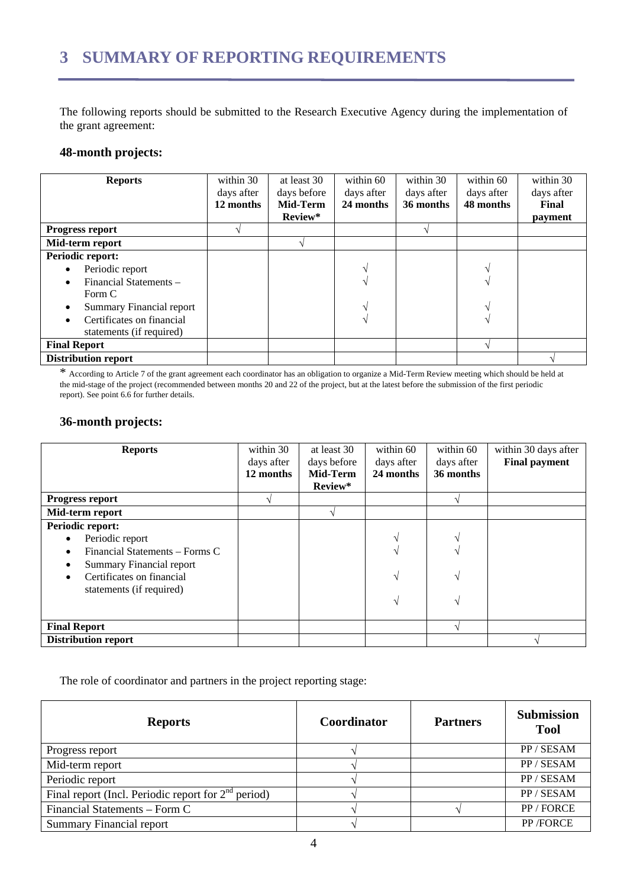# 3 SUMMARY OF REPORTING REQUIREMENTS

The following reports should be submitted to the Research Executive Agency during the implementation of the grant agreement:

### 48-month projects:

| Reports | within 30 days after **12 months** | at least 30 days before **Mid-Term Review*** | within 60 days after **24 months** | within 30 days after **36 months** | within 60 days after **48 months** | within 30 days after **Final payment** |
|---|---|---|---|---|---|---|
| **Progress report** | √ | | | √ | | |
| **Mid-term report** | | √ | | | | |
| **Periodic report:** | | | | | | |
| • Periodic report | | | √ | | √ | |
| • Financial Statements – Form C | | | √ | | √ | |
| • Summary Financial report | | | √ | | √ | |
| • Certificates on financial statements (if required) | | | √ | | √ | |
| **Final Report** | | | | | √ | |
| **Distribution report** | | | | | | √ |

* According to Article 7 of the grant agreement each coordinator has an obligation to organize a Mid-Term Review meeting which should be held at the mid-stage of the project (recommended between months 20 and 22 of the project, but at the latest before the submission of the first periodic report). See point 6.6 for further details.

### 36-month projects:

| Reports | within 30 days after **12 months** | at least 30 days before **Mid-Term Review*** | within 60 days after **24 months** | within 60 days after **36 months** | within 30 days after **Final payment** |
|---|---|---|---|---|---|
| **Progress report** | √ | | | √ | |
| **Mid-term report** | | √ | | | |
| **Periodic report:** | | | | | |
| • Periodic report | | | √ | √ | |
| • Financial Statements – Forms C | | | √ | √ | |
| • Summary Financial report | | | √ | √ | |
| • Certificates on financial statements (if required) | | | √ | √ | |
| **Final Report** | | | | √ | |
| **Distribution report** | | | | | √ |

The role of coordinator and partners in the project reporting stage:

| Reports | Coordinator | Partners | Submission Tool |
|---|---|---|---|
| Progress report | √ | | PP / SESAM |
| Mid-term report | √ | | PP / SESAM |
| Periodic report | √ | | PP / SESAM |
| Final report (Incl. Periodic report for 2nd period) | √ | | PP / SESAM |
| Financial Statements – Form C | √ | √ | PP / FORCE |
| Summary Financial report | √ | | PP /FORCE |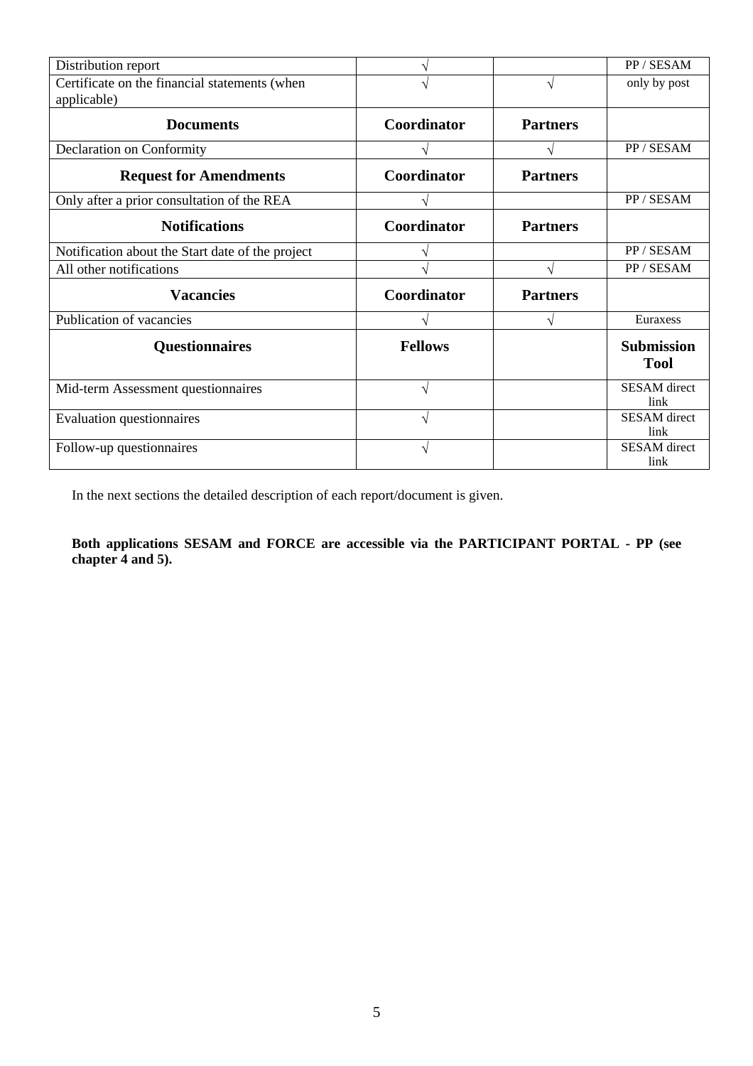| | | | |
|---|---|---|---|
| Distribution report | √ | | PP / SESAM |
| Certificate on the financial statements (when applicable) | √ | √ | only by post |
| **Documents** | **Coordinator** | **Partners** | |
| Declaration on Conformity | √ | √ | PP / SESAM |
| **Request for Amendments** | **Coordinator** | **Partners** | |
| Only after a prior consultation of the REA | √ | | PP / SESAM |
| **Notifications** | **Coordinator** | **Partners** | |
| Notification about the Start date of the project | √ | | PP / SESAM |
| All other notifications | √ | √ | PP / SESAM |
| **Vacancies** | **Coordinator** | **Partners** | |
| Publication of vacancies | √ | √ | Euraxess |
| **Questionnaires** | **Fellows** | | **Submission Tool** |
| Mid-term Assessment questionnaires | √ | | SESAM direct link |
| Evaluation questionnaires | √ | | SESAM direct link |
| Follow-up questionnaires | √ | | SESAM direct link |

In the next sections the detailed description of each report/document is given.

**Both applications SESAM and FORCE are accessible via the PARTICIPANT PORTAL - PP (see chapter 4 and 5).**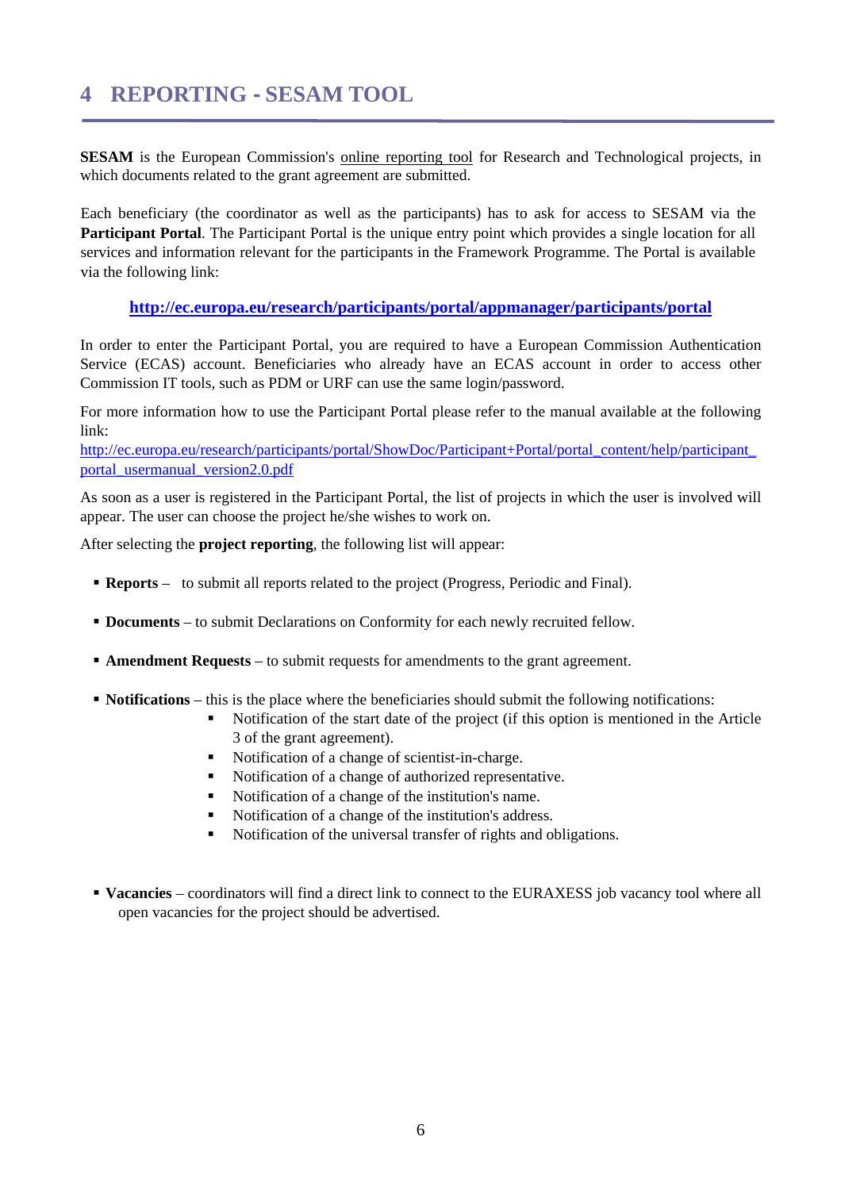# 4 REPORTING - SESAM TOOL

**SESAM** is the European Commission's online reporting tool for Research and Technological projects, in which documents related to the grant agreement are submitted.

Each beneficiary (the coordinator as well as the participants) has to ask for access to SESAM via the **Participant Portal**. The Participant Portal is the unique entry point which provides a single location for all services and information relevant for the participants in the Framework Programme. The Portal is available via the following link:

**http://ec.europa.eu/research/participants/portal/appmanager/participants/portal**

In order to enter the Participant Portal, you are required to have a European Commission Authentication Service (ECAS) account. Beneficiaries who already have an ECAS account in order to access other Commission IT tools, such as PDM or URF can use the same login/password.

For more information how to use the Participant Portal please refer to the manual available at the following link:
http://ec.europa.eu/research/participants/portal/ShowDoc/Participant+Portal/portal_content/help/participant_portal_usermanual_version2.0.pdf

As soon as a user is registered in the Participant Portal, the list of projects in which the user is involved will appear. The user can choose the project he/she wishes to work on.

After selecting the **project reporting**, the following list will appear:

- **Reports** – to submit all reports related to the project (Progress, Periodic and Final).
- **Documents** – to submit Declarations on Conformity for each newly recruited fellow.
- **Amendment Requests** – to submit requests for amendments to the grant agreement.
- **Notifications** – this is the place where the beneficiaries should submit the following notifications:
  - Notification of the start date of the project (if this option is mentioned in the Article 3 of the grant agreement).
  - Notification of a change of scientist-in-charge.
  - Notification of a change of authorized representative.
  - Notification of a change of the institution's name.
  - Notification of a change of the institution's address.
  - Notification of the universal transfer of rights and obligations.
- **Vacancies** – coordinators will find a direct link to connect to the EURAXESS job vacancy tool where all open vacancies for the project should be advertised.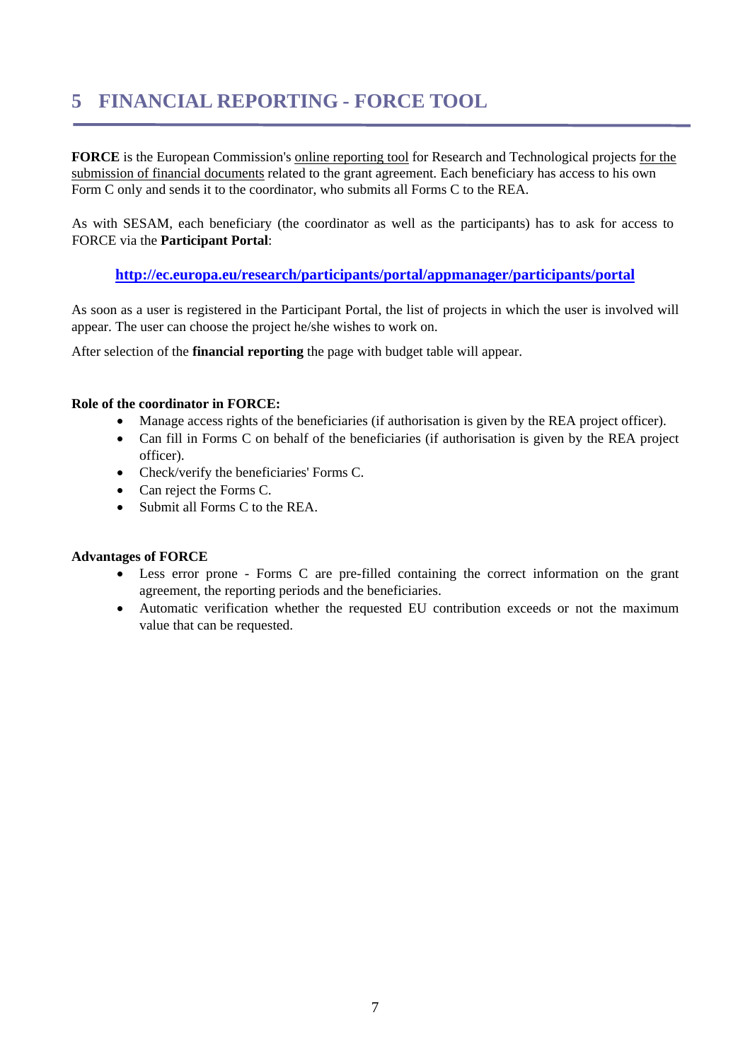# 5 FINANCIAL REPORTING - FORCE TOOL

**FORCE** is the European Commission's online reporting tool for Research and Technological projects for the submission of financial documents related to the grant agreement. Each beneficiary has access to his own Form C only and sends it to the coordinator, who submits all Forms C to the REA.

As with SESAM, each beneficiary (the coordinator as well as the participants) has to ask for access to FORCE via the **Participant Portal**:

**http://ec.europa.eu/research/participants/portal/appmanager/participants/portal**

As soon as a user is registered in the Participant Portal, the list of projects in which the user is involved will appear. The user can choose the project he/she wishes to work on.

After selection of the **financial reporting** the page with budget table will appear.

**Role of the coordinator in FORCE:**

- Manage access rights of the beneficiaries (if authorisation is given by the REA project officer).
- Can fill in Forms C on behalf of the beneficiaries (if authorisation is given by the REA project officer).
- Check/verify the beneficiaries' Forms C.
- Can reject the Forms C.
- Submit all Forms C to the REA.

**Advantages of FORCE**

- Less error prone - Forms C are pre-filled containing the correct information on the grant agreement, the reporting periods and the beneficiaries.
- Automatic verification whether the requested EU contribution exceeds or not the maximum value that can be requested.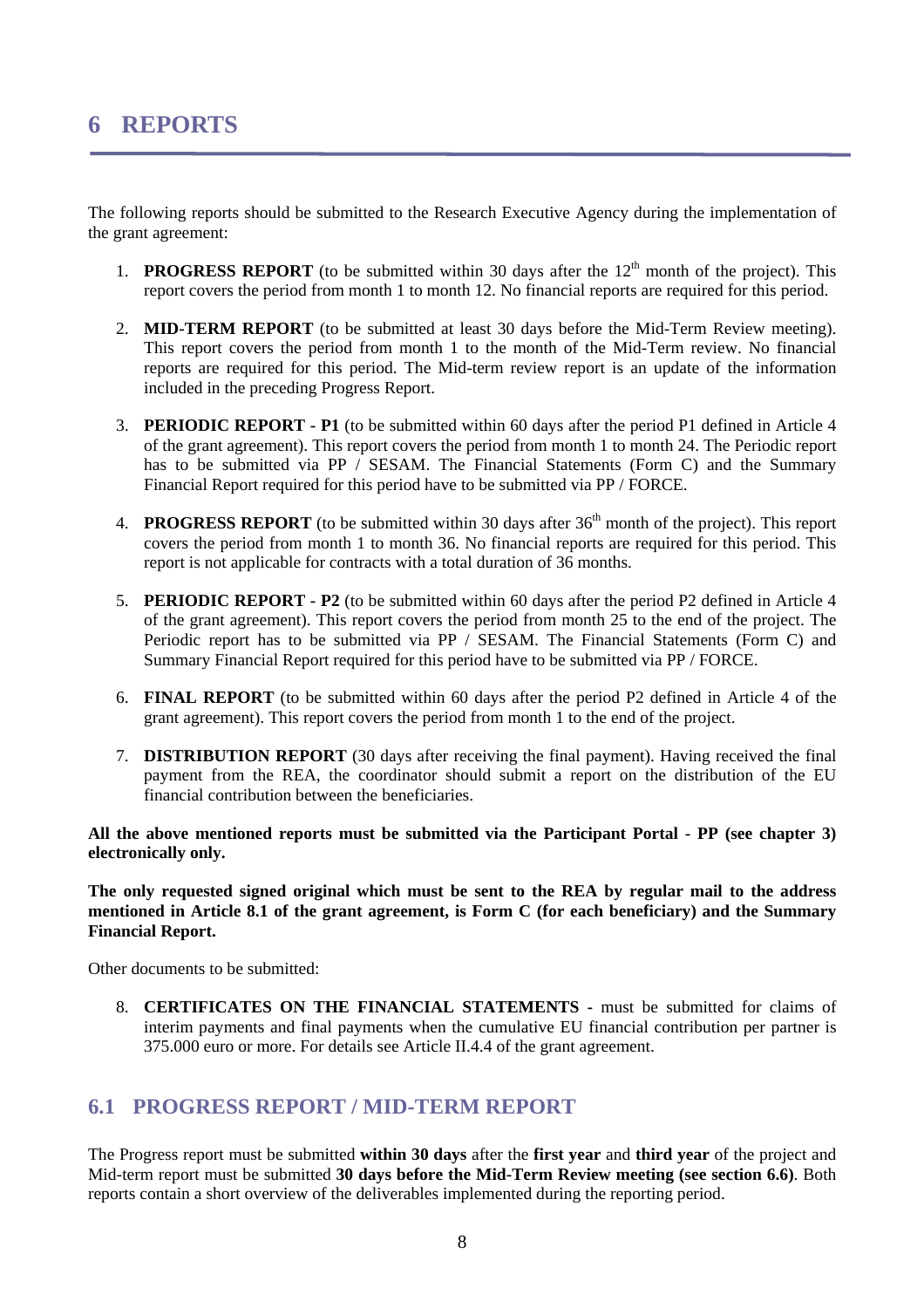# 6 REPORTS

The following reports should be submitted to the Research Executive Agency during the implementation of the grant agreement:

1. **PROGRESS REPORT** (to be submitted within 30 days after the 12[th] month of the project). This report covers the period from month 1 to month 12. No financial reports are required for this period.

2. **MID-TERM REPORT** (to be submitted at least 30 days before the Mid-Term Review meeting). This report covers the period from month 1 to the month of the Mid-Term review. No financial reports are required for this period. The Mid-term review report is an update of the information included in the preceding Progress Report.

3. **PERIODIC REPORT - P1** (to be submitted within 60 days after the period P1 defined in Article 4 of the grant agreement). This report covers the period from month 1 to month 24. The Periodic report has to be submitted via PP / SESAM. The Financial Statements (Form C) and the Summary Financial Report required for this period have to be submitted via PP / FORCE.

4. **PROGRESS REPORT** (to be submitted within 30 days after 36[th] month of the project). This report covers the period from month 1 to month 36. No financial reports are required for this period. This report is not applicable for contracts with a total duration of 36 months.

5. **PERIODIC REPORT - P2** (to be submitted within 60 days after the period P2 defined in Article 4 of the grant agreement). This report covers the period from month 25 to the end of the project. The Periodic report has to be submitted via PP / SESAM. The Financial Statements (Form C) and Summary Financial Report required for this period have to be submitted via PP / FORCE.

6. **FINAL REPORT** (to be submitted within 60 days after the period P2 defined in Article 4 of the grant agreement). This report covers the period from month 1 to the end of the project.

7. **DISTRIBUTION REPORT** (30 days after receiving the final payment). Having received the final payment from the REA, the coordinator should submit a report on the distribution of the EU financial contribution between the beneficiaries.

**All the above mentioned reports must be submitted via the Participant Portal - PP (see chapter 3) electronically only.**

**The only requested signed original which must be sent to the REA by regular mail to the address mentioned in Article 8.1 of the grant agreement, is Form C (for each beneficiary) and the Summary Financial Report.**

Other documents to be submitted:

8. **CERTIFICATES ON THE FINANCIAL STATEMENTS -** must be submitted for claims of interim payments and final payments when the cumulative EU financial contribution per partner is 375.000 euro or more. For details see Article II.4.4 of the grant agreement.

## 6.1 PROGRESS REPORT / MID-TERM REPORT

The Progress report must be submitted **within 30 days** after the **first year** and **third year** of the project and Mid-term report must be submitted **30 days before the Mid-Term Review meeting (see section 6.6)**. Both reports contain a short overview of the deliverables implemented during the reporting period.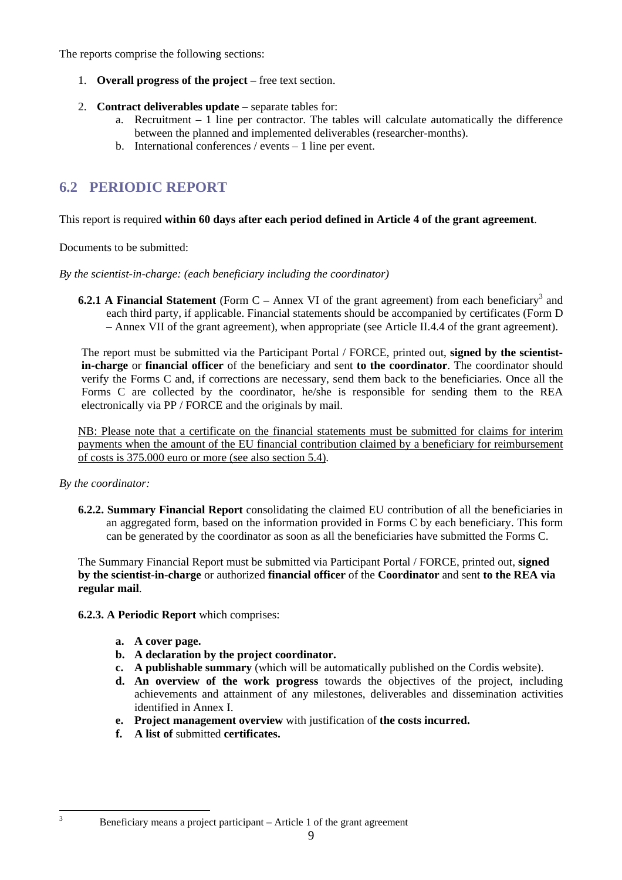The reports comprise the following sections:

1. **Overall progress of the project** – free text section.

2. **Contract deliverables update** – separate tables for:
   a. Recruitment – 1 line per contractor. The tables will calculate automatically the difference between the planned and implemented deliverables (researcher-months).
   b. International conferences / events – 1 line per event.

## 6.2 PERIODIC REPORT

This report is required **within 60 days after each period defined in Article 4 of the grant agreement**.

Documents to be submitted:

*By the scientist-in-charge: (each beneficiary including the coordinator)*

**6.2.1 A Financial Statement** (Form C – Annex VI of the grant agreement) from each beneficiary[3] and each third party, if applicable. Financial statements should be accompanied by certificates (Form D – Annex VII of the grant agreement), when appropriate (see Article II.4.4 of the grant agreement).

The report must be submitted via the Participant Portal / FORCE, printed out, **signed by the scientist-in-charge** or **financial officer** of the beneficiary and sent **to the coordinator**. The coordinator should verify the Forms C and, if corrections are necessary, send them back to the beneficiaries. Once all the Forms C are collected by the coordinator, he/she is responsible for sending them to the REA electronically via PP / FORCE and the originals by mail.

<u>NB: Please note that a certificate on the financial statements must be submitted for claims for interim payments when the amount of the EU financial contribution claimed by a beneficiary for reimbursement of costs is 375.000 euro or more (see also section 5.4)</u>.

*By the coordinator:*

**6.2.2. Summary Financial Report** consolidating the claimed EU contribution of all the beneficiaries in an aggregated form, based on the information provided in Forms C by each beneficiary. This form can be generated by the coordinator as soon as all the beneficiaries have submitted the Forms C.

The Summary Financial Report must be submitted via Participant Portal / FORCE, printed out, **signed by the scientist-in-charge** or authorized **financial officer** of the **Coordinator** and sent **to the REA via regular mail**.

**6.2.3. A Periodic Report** which comprises:

- **a. A cover page.**
- **b. A declaration by the project coordinator.**
- **c. A publishable summary** (which will be automatically published on the Cordis website).
- **d. An overview of the work progress** towards the objectives of the project, including achievements and attainment of any milestones, deliverables and dissemination activities identified in Annex I.
- **e. Project management overview** with justification of **the costs incurred.**
- **f. A list of** submitted **certificates.**

[3] Beneficiary means a project participant – Article 1 of the grant agreement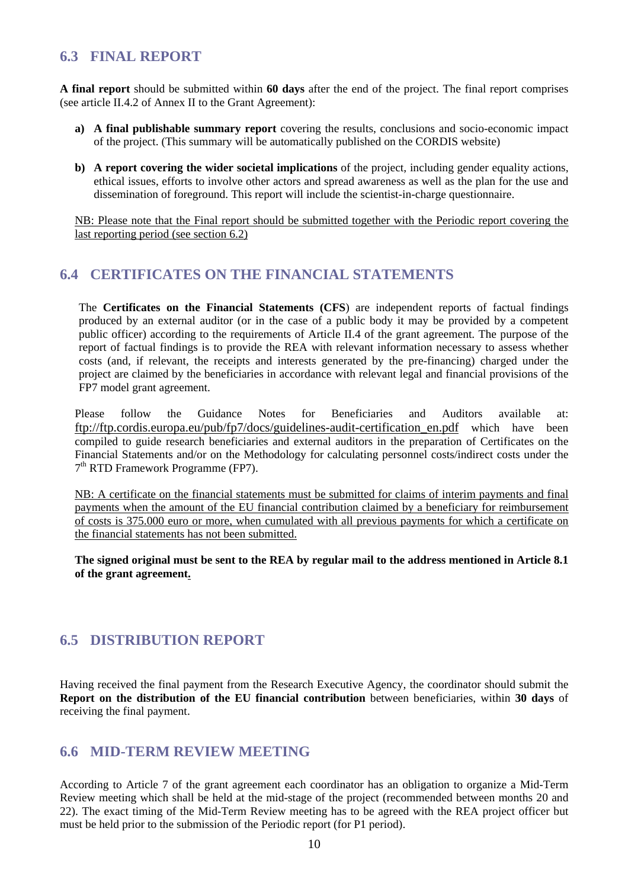## 6.3 FINAL REPORT

**A final report** should be submitted within **60 days** after the end of the project. The final report comprises (see article II.4.2 of Annex II to the Grant Agreement):

- **a) A final publishable summary report** covering the results, conclusions and socio-economic impact of the project. (This summary will be automatically published on the CORDIS website)
- **b) A report covering the wider societal implications** of the project, including gender equality actions, ethical issues, efforts to involve other actors and spread awareness as well as the plan for the use and dissemination of foreground. This report will include the scientist-in-charge questionnaire.

<u>NB: Please note that the Final report should be submitted together with the Periodic report covering the last reporting period (see section 6.2)</u>

## 6.4 CERTIFICATES ON THE FINANCIAL STATEMENTS

The **Certificates on the Financial Statements (CFS**) are independent reports of factual findings produced by an external auditor (or in the case of a public body it may be provided by a competent public officer) according to the requirements of Article II.4 of the grant agreement. The purpose of the report of factual findings is to provide the REA with relevant information necessary to assess whether costs (and, if relevant, the receipts and interests generated by the pre-financing) charged under the project are claimed by the beneficiaries in accordance with relevant legal and financial provisions of the FP7 model grant agreement.

Please follow the Guidance Notes for Beneficiaries and Auditors available at: ftp://ftp.cordis.europa.eu/pub/fp7/docs/guidelines-audit-certification_en.pdf which have been compiled to guide research beneficiaries and external auditors in the preparation of Certificates on the Financial Statements and/or on the Methodology for calculating personnel costs/indirect costs under the 7th RTD Framework Programme (FP7).

<u>NB: A certificate on the financial statements must be submitted for claims of interim payments and final payments when the amount of the EU financial contribution claimed by a beneficiary for reimbursement of costs is 375.000 euro or more, when cumulated with all previous payments for which a certificate on the financial statements has not been submitted.</u>

**The signed original must be sent to the REA by regular mail to the address mentioned in Article 8.1 of the grant agreement.**

## 6.5 DISTRIBUTION REPORT

Having received the final payment from the Research Executive Agency, the coordinator should submit the **Report on the distribution of the EU financial contribution** between beneficiaries, within **30 days** of receiving the final payment.

## 6.6 MID-TERM REVIEW MEETING

According to Article 7 of the grant agreement each coordinator has an obligation to organize a Mid-Term Review meeting which shall be held at the mid-stage of the project (recommended between months 20 and 22). The exact timing of the Mid-Term Review meeting has to be agreed with the REA project officer but must be held prior to the submission of the Periodic report (for P1 period).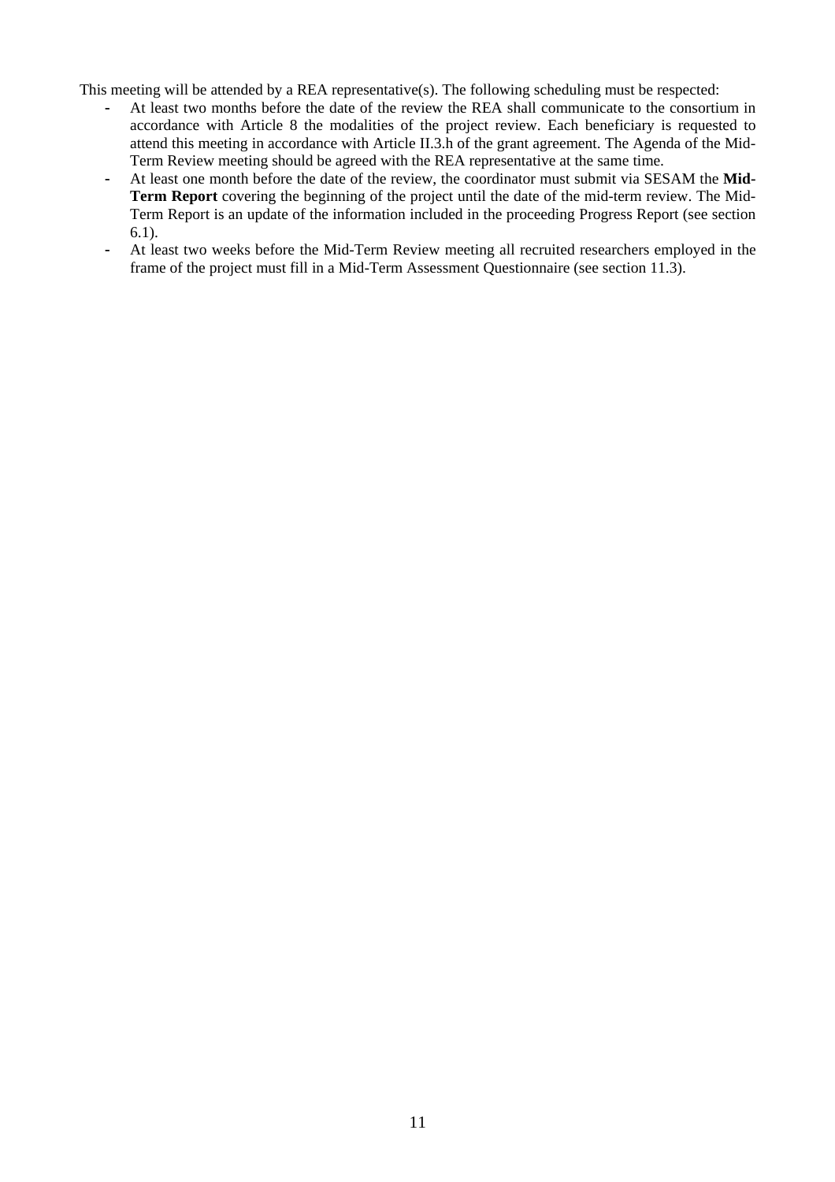This meeting will be attended by a REA representative(s). The following scheduling must be respected:

- At least two months before the date of the review the REA shall communicate to the consortium in accordance with Article 8 the modalities of the project review. Each beneficiary is requested to attend this meeting in accordance with Article II.3.h of the grant agreement. The Agenda of the Mid-Term Review meeting should be agreed with the REA representative at the same time.
- At least one month before the date of the review, the coordinator must submit via SESAM the **Mid-Term Report** covering the beginning of the project until the date of the mid-term review. The Mid-Term Report is an update of the information included in the proceeding Progress Report (see section 6.1).
- At least two weeks before the Mid-Term Review meeting all recruited researchers employed in the frame of the project must fill in a Mid-Term Assessment Questionnaire (see section 11.3).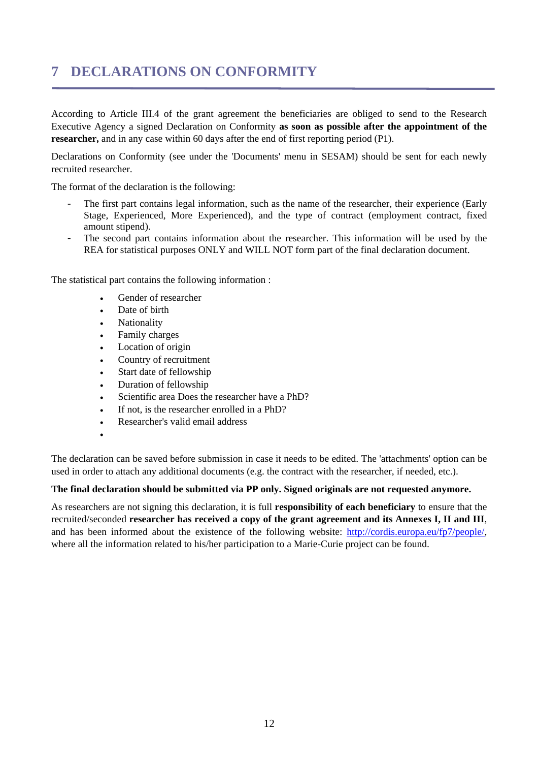# 7 DECLARATIONS ON CONFORMITY

According to Article III.4 of the grant agreement the beneficiaries are obliged to send to the Research Executive Agency a signed Declaration on Conformity **as soon as possible after the appointment of the researcher,** and in any case within 60 days after the end of first reporting period (P1).

Declarations on Conformity (see under the 'Documents' menu in SESAM) should be sent for each newly recruited researcher.

The format of the declaration is the following:

- The first part contains legal information, such as the name of the researcher, their experience (Early Stage, Experienced, More Experienced), and the type of contract (employment contract, fixed amount stipend).
- The second part contains information about the researcher. This information will be used by the REA for statistical purposes ONLY and WILL NOT form part of the final declaration document.

The statistical part contains the following information :

- Gender of researcher
- Date of birth
- Nationality
- Family charges
- Location of origin
- Country of recruitment
- Start date of fellowship
- Duration of fellowship
- Scientific area Does the researcher have a PhD?
- If not, is the researcher enrolled in a PhD?
- Researcher's valid email address

The declaration can be saved before submission in case it needs to be edited. The 'attachments' option can be used in order to attach any additional documents (e.g. the contract with the researcher, if needed, etc.).

**The final declaration should be submitted via PP only. Signed originals are not requested anymore.**

As researchers are not signing this declaration, it is full **responsibility of each beneficiary** to ensure that the recruited/seconded **researcher has received a copy of the grant agreement and its Annexes I, II and III**, and has been informed about the existence of the following website: http://cordis.europa.eu/fp7/people/, where all the information related to his/her participation to a Marie-Curie project can be found.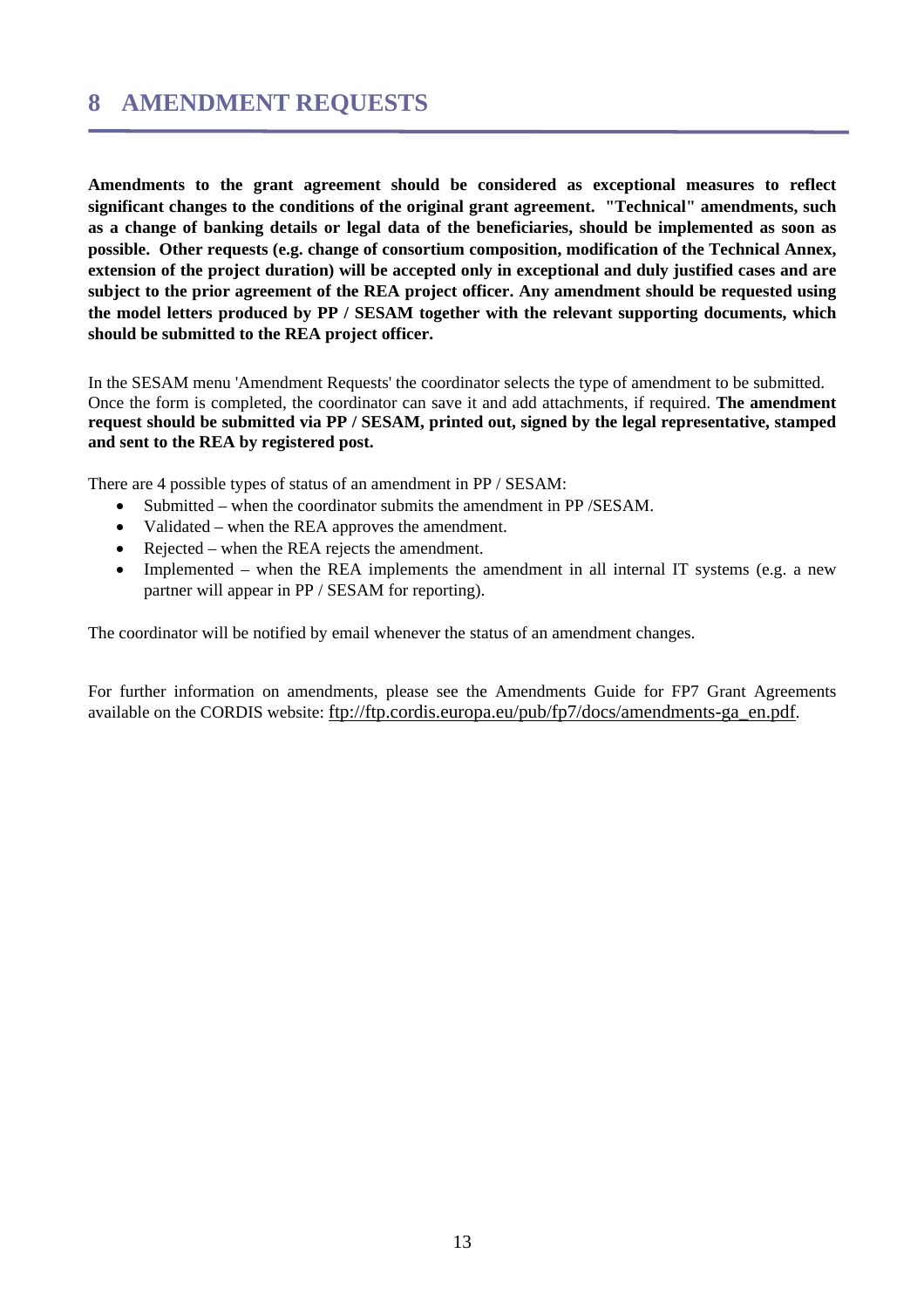# 8 AMENDMENT REQUESTS

**Amendments to the grant agreement should be considered as exceptional measures to reflect significant changes to the conditions of the original grant agreement. "Technical" amendments, such as a change of banking details or legal data of the beneficiaries, should be implemented as soon as possible. Other requests (e.g. change of consortium composition, modification of the Technical Annex, extension of the project duration) will be accepted only in exceptional and duly justified cases and are subject to the prior agreement of the REA project officer. Any amendment should be requested using the model letters produced by PP / SESAM together with the relevant supporting documents, which should be submitted to the REA project officer.**

In the SESAM menu 'Amendment Requests' the coordinator selects the type of amendment to be submitted. Once the form is completed, the coordinator can save it and add attachments, if required. **The amendment request should be submitted via PP / SESAM, printed out, signed by the legal representative, stamped and sent to the REA by registered post.**

There are 4 possible types of status of an amendment in PP / SESAM:

- Submitted – when the coordinator submits the amendment in PP /SESAM.
- Validated – when the REA approves the amendment.
- Rejected – when the REA rejects the amendment.
- Implemented – when the REA implements the amendment in all internal IT systems (e.g. a new partner will appear in PP / SESAM for reporting).

The coordinator will be notified by email whenever the status of an amendment changes.

For further information on amendments, please see the Amendments Guide for FP7 Grant Agreements available on the CORDIS website: ftp://ftp.cordis.europa.eu/pub/fp7/docs/amendments-ga_en.pdf.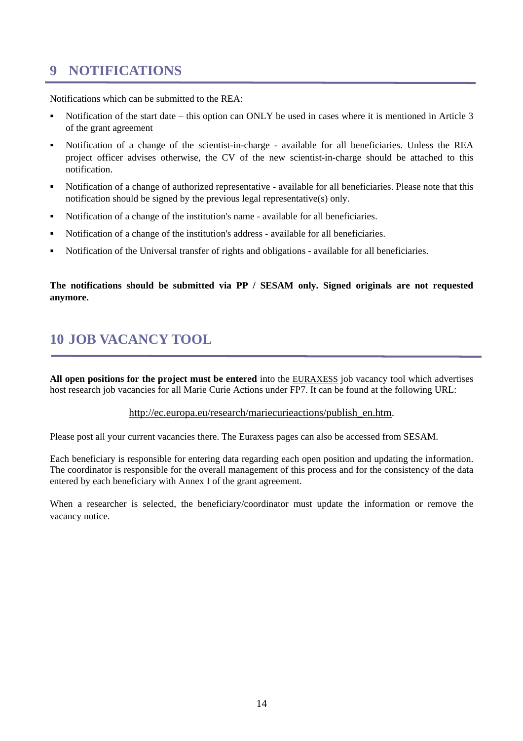# 9 NOTIFICATIONS

Notifications which can be submitted to the REA:

- Notification of the start date – this option can ONLY be used in cases where it is mentioned in Article 3 of the grant agreement
- Notification of a change of the scientist-in-charge - available for all beneficiaries. Unless the REA project officer advises otherwise, the CV of the new scientist-in-charge should be attached to this notification.
- Notification of a change of authorized representative - available for all beneficiaries. Please note that this notification should be signed by the previous legal representative(s) only.
- Notification of a change of the institution's name - available for all beneficiaries.
- Notification of a change of the institution's address - available for all beneficiaries.
- Notification of the Universal transfer of rights and obligations - available for all beneficiaries.

**The notifications should be submitted via PP / SESAM only. Signed originals are not requested anymore.**

# 10 JOB VACANCY TOOL

**All open positions for the project must be entered** into the EURAXESS job vacancy tool which advertises host research job vacancies for all Marie Curie Actions under FP7. It can be found at the following URL:

http://ec.europa.eu/research/mariecurieactions/publish_en.htm.

Please post all your current vacancies there. The Euraxess pages can also be accessed from SESAM.

Each beneficiary is responsible for entering data regarding each open position and updating the information. The coordinator is responsible for the overall management of this process and for the consistency of the data entered by each beneficiary with Annex I of the grant agreement.

When a researcher is selected, the beneficiary/coordinator must update the information or remove the vacancy notice.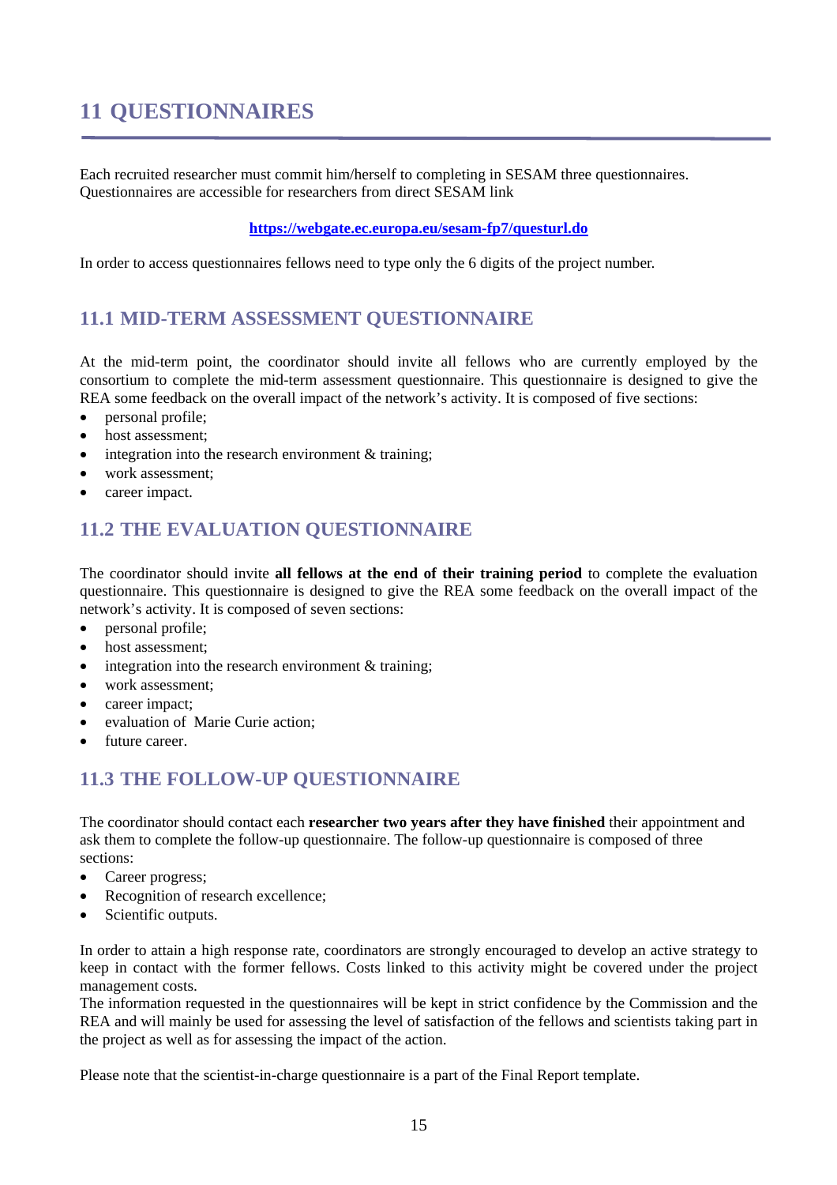# 11 QUESTIONNAIRES

Each recruited researcher must commit him/herself to completing in SESAM three questionnaires. Questionnaires are accessible for researchers from direct SESAM link

**https://webgate.ec.europa.eu/sesam-fp7/questurl.do**

In order to access questionnaires fellows need to type only the 6 digits of the project number.

## 11.1 MID-TERM ASSESSMENT QUESTIONNAIRE

At the mid-term point, the coordinator should invite all fellows who are currently employed by the consortium to complete the mid-term assessment questionnaire. This questionnaire is designed to give the REA some feedback on the overall impact of the network's activity. It is composed of five sections:

- personal profile;
- host assessment;
- integration into the research environment & training;
- work assessment;
- career impact.

## 11.2 THE EVALUATION QUESTIONNAIRE

The coordinator should invite **all fellows at the end of their training period** to complete the evaluation questionnaire. This questionnaire is designed to give the REA some feedback on the overall impact of the network's activity. It is composed of seven sections:

- personal profile;
- host assessment;
- integration into the research environment & training;
- work assessment;
- career impact;
- evaluation of Marie Curie action;
- future career.

## 11.3 THE FOLLOW-UP QUESTIONNAIRE

The coordinator should contact each **researcher two years after they have finished** their appointment and ask them to complete the follow-up questionnaire. The follow-up questionnaire is composed of three sections:

- Career progress;
- Recognition of research excellence;
- Scientific outputs.

In order to attain a high response rate, coordinators are strongly encouraged to develop an active strategy to keep in contact with the former fellows. Costs linked to this activity might be covered under the project management costs.

The information requested in the questionnaires will be kept in strict confidence by the Commission and the REA and will mainly be used for assessing the level of satisfaction of the fellows and scientists taking part in the project as well as for assessing the impact of the action.

Please note that the scientist-in-charge questionnaire is a part of the Final Report template.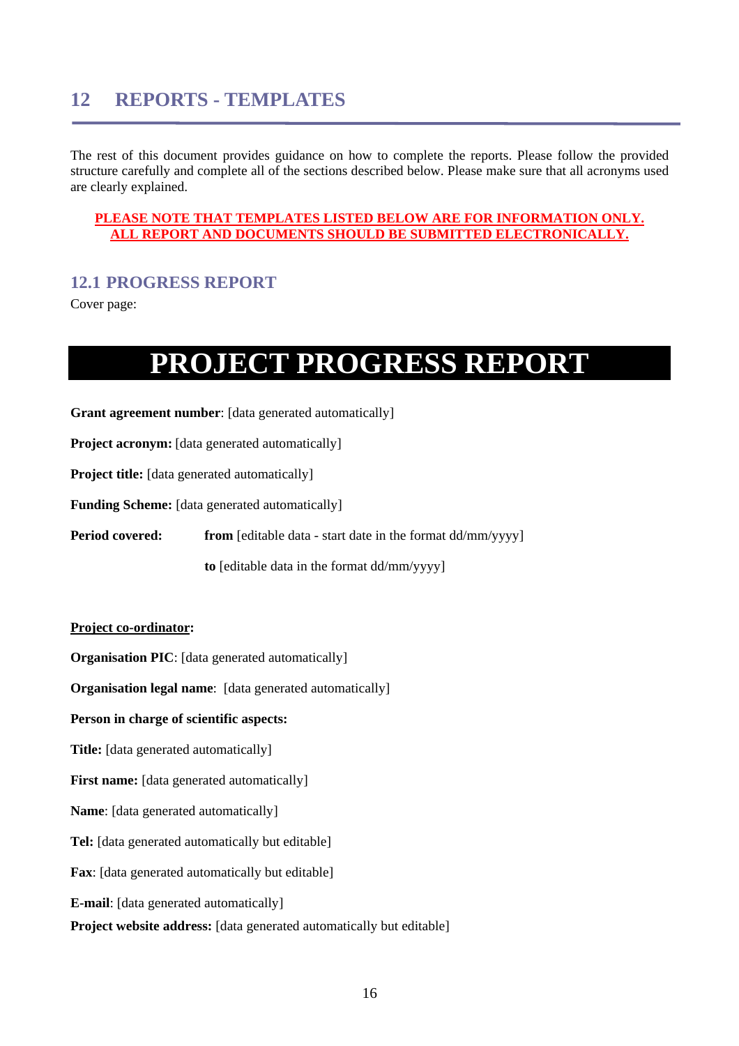# 12 REPORTS - TEMPLATES

The rest of this document provides guidance on how to complete the reports. Please follow the provided structure carefully and complete all of the sections described below. Please make sure that all acronyms used are clearly explained.

**PLEASE NOTE THAT TEMPLATES LISTED BELOW ARE FOR INFORMATION ONLY. ALL REPORT AND DOCUMENTS SHOULD BE SUBMITTED ELECTRONICALLY.**

## 12.1 PROGRESS REPORT

Cover page:

# PROJECT PROGRESS REPORT

**Grant agreement number**: [data generated automatically]

**Project acronym:** [data generated automatically]

**Project title:** [data generated automatically]

**Funding Scheme:** [data generated automatically]

**Period covered:** **from** [editable data - start date in the format dd/mm/yyyy]

**to** [editable data in the format dd/mm/yyyy]

**Project co-ordinator:**

**Organisation PIC**: [data generated automatically]

**Organisation legal name**: [data generated automatically]

**Person in charge of scientific aspects:**

**Title:** [data generated automatically]

**First name:** [data generated automatically]

**Name**: [data generated automatically]

**Tel:** [data generated automatically but editable]

**Fax**: [data generated automatically but editable]

**E-mail**: [data generated automatically]

**Project website address:** [data generated automatically but editable]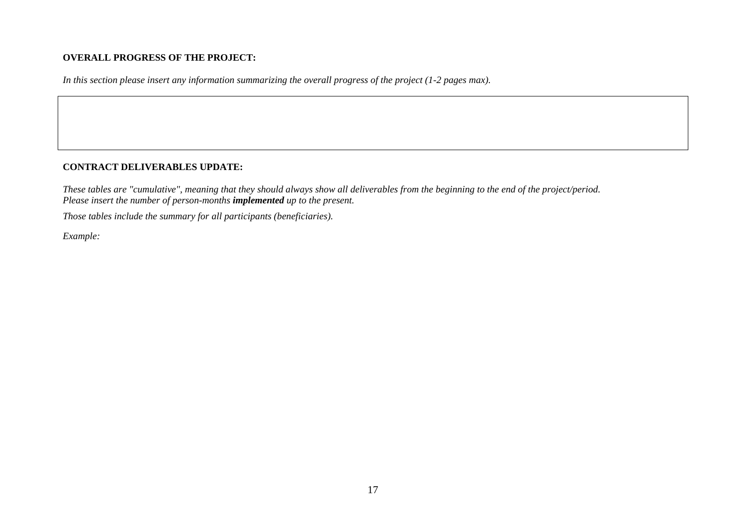**OVERALL PROGRESS OF THE PROJECT:**

*In this section please insert any information summarizing the overall progress of the project (1-2 pages max).*

|  |
|---|
|  |

**CONTRACT DELIVERABLES UPDATE:**

*These tables are "cumulative", meaning that they should always show all deliverables from the beginning to the end of the project/period.*
*Please insert the number of person-months* ***implemented*** *up to the present.*

*Those tables include the summary for all participants (beneficiaries).*

*Example:*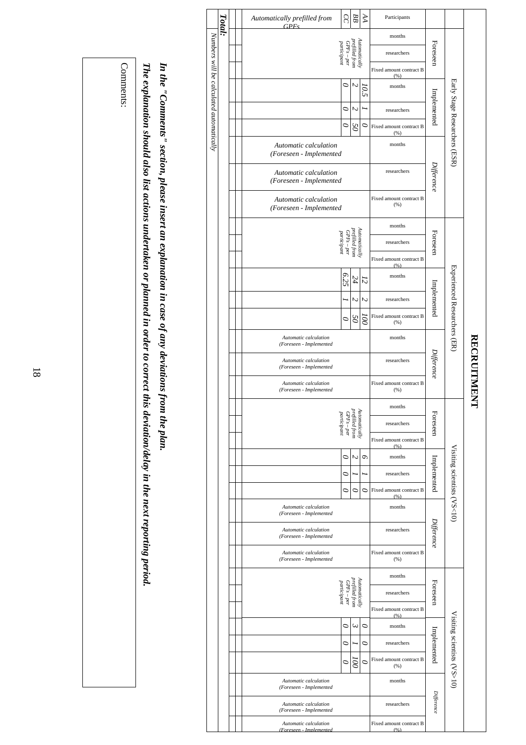# RECRUITMENT

| | Early Stage Researchers (ESR) | | | | | | | | | Experienced Researchers (ER) | | | | | | | | | Visiting scientists (VS<10) | | | | | | | | | Visiting scientists (VS>10) | | | | | | | | |
|---|---|---|---|---|---|---|---|---|---|---|---|---|---|---|---|---|---|---|---|---|---|---|---|---|---|---|---|---|---|---|---|---|---|---|---|---|
| | Foreseen | | | Implemented | | | *Difference* | | | Foreseen | | | Implemented | | | *Difference* | | | Foreseen | | | Implemented | | | *Difference* | | | Foreseen | | | Implemented | | | *Difference* | | |
| Participants | months | researchers | Fixed amount contract B (%) | months | researchers | Fixed amount contract B (%) | months | researchers | Fixed amount contract B (%) | months | researchers | Fixed amount contract B (%) | months | researchers | Fixed amount contract B (%) | months | researchers | Fixed amount contract B (%) | months | researchers | Fixed amount contract B (%) | months | researchers | Fixed amount contract B (%) | months | researchers | Fixed amount contract B (%) | months | researchers | Fixed amount contract B (%) | months | researchers | Fixed amount contract B (%) | months | researchers | Fixed amount contract B (%) |
| AA | *Automatically prefilled from GPFs – per participant* | | | *10.5* | *1* | *0* | *Automatic calculation (Foreseen - Implemented* | *Automatic calculation (Foreseen - Implemented* | *Automatic calculation (Foreseen - Implemented* | *Automatically prefilled from GPFs – per participant* | | | *12* | *2* | *100* | *Automatic calculation (Foreseen - Implemented* | *Automatic calculation (Foreseen - Implemented* | *Automatic calculation (Foreseen - Implemented* | *Automatically prefilled from GPFs – per participant* | | | *6* | *1* | *0* | *Automatic calculation (Foreseen - Implemented* | *Automatic calculation (Foreseen - Implemented* | *Automatic calculation (Foreseen - Implemented* | *Automatically prefilled from GPFs – per participant* | | | *0* | *0* | *0* | *Automatic calculation (Foreseen - Implemented* | *Automatic calculation (Foreseen - Implemented* | *Automatic calculation (Foreseen - Implemented* |
| BB | | | | *2* | *2* | *50* | | | | | | | *24* | *2* | *50* | | | | | | | *2* | *1* | *0* | | | | | | | *3* | *1* | *100* | | | |
| CC | | | | *0* | *0* | *0* | | | | | | | *6.25* | *1* | *0* | | | | | | | *0* | *0* | *0* | | | | | | | *0* | *0* | *0* | | | |
| *Automatically prefilled from GPFs* | | | | | | | | | | | | | | | | | | | | | | | | | | | | | | | | | | | | |
| | | | | | | | | | | | | | | | | | | | | | | | | | | | | | | | | | | | | |
| | | | | | | | | | | | | | | | | | | | | | | | | | | | | | | | | | | | | |
| **Total:** | | | | | | | | | | | | | | | | | | | | | | | | | | | | | | | | | | | | |

*Numbers will be calculated automatically*

***In the "Comments" section, please insert an explanation in case of any deviations from the plan.***
***The explanation should also list actions undertaken or planned in order to correct this deviation/delay in the next reporting period.***

Comments: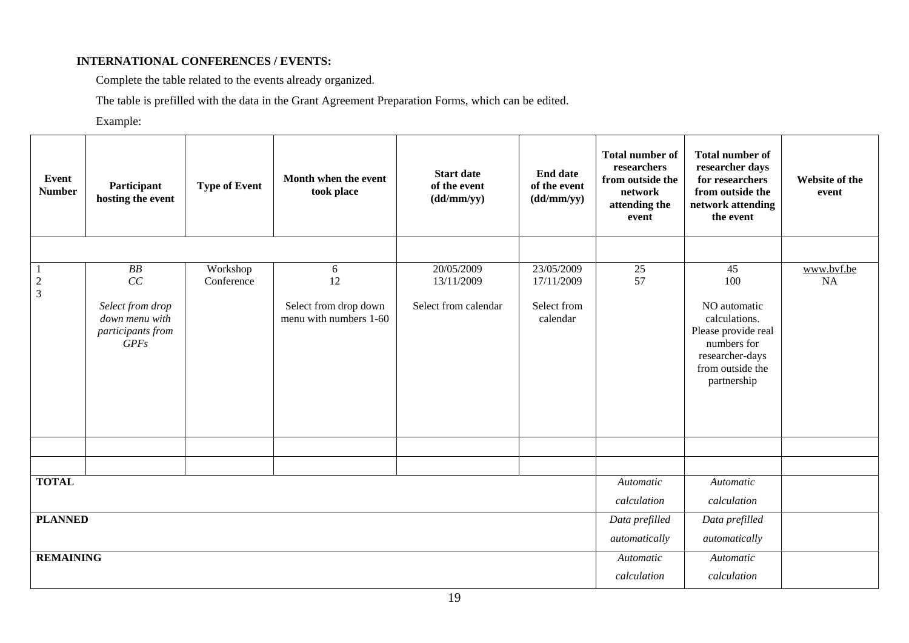**INTERNATIONAL CONFERENCES / EVENTS:**

Complete the table related to the events already organized.

The table is prefilled with the data in the Grant Agreement Preparation Forms, which can be edited.

Example:

| Event Number | Participant hosting the event | Type of Event | Month when the event took place | Start date of the event (dd/mm/yy) | End date of the event (dd/mm/yy) | Total number of researchers from outside the network attending the event | Total number of researcher days for researchers from outside the network attending the event | Website of the event |
|---|---|---|---|---|---|---|---|---|
| | | | | | | | | |
| 1<br>2<br>3 | *BB*<br>*CC*<br><br>*Select from drop down menu with participants from GPFs* | Workshop<br>Conference | 6<br>12<br><br>Select from drop down menu with numbers 1-60 | 20/05/2009<br>13/11/2009<br><br>Select from calendar | 23/05/2009<br>17/11/2009<br><br>Select from calendar | 25<br>57 | 45<br>100<br><br>NO automatic calculations. Please provide real numbers for researcher-days from outside the partnership | www.bvf.be<br>NA |
| | | | | | | | | |
| | | | | | | | | |
| **TOTAL** | | | | | | *Automatic calculation* | *Automatic calculation* | |
| **PLANNED** | | | | | | *Data prefilled automatically* | *Data prefilled automatically* | |
| **REMAINING** | | | | | | *Automatic calculation* | *Automatic calculation* | |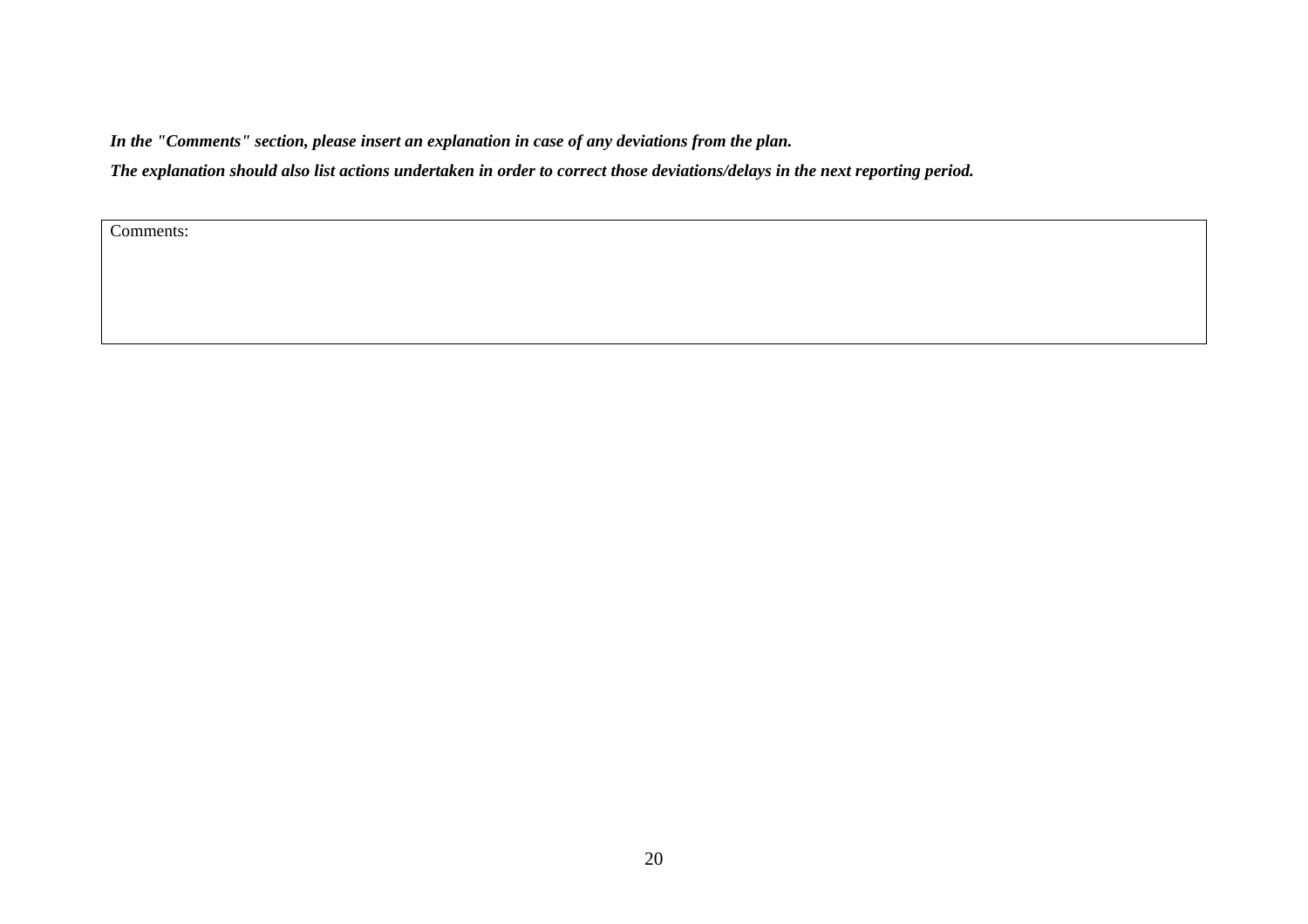***In the "Comments" section, please insert an explanation in case of any deviations from the plan.***

***The explanation should also list actions undertaken in order to correct those deviations/delays in the next reporting period.***

| Comments: |
| --- |
| |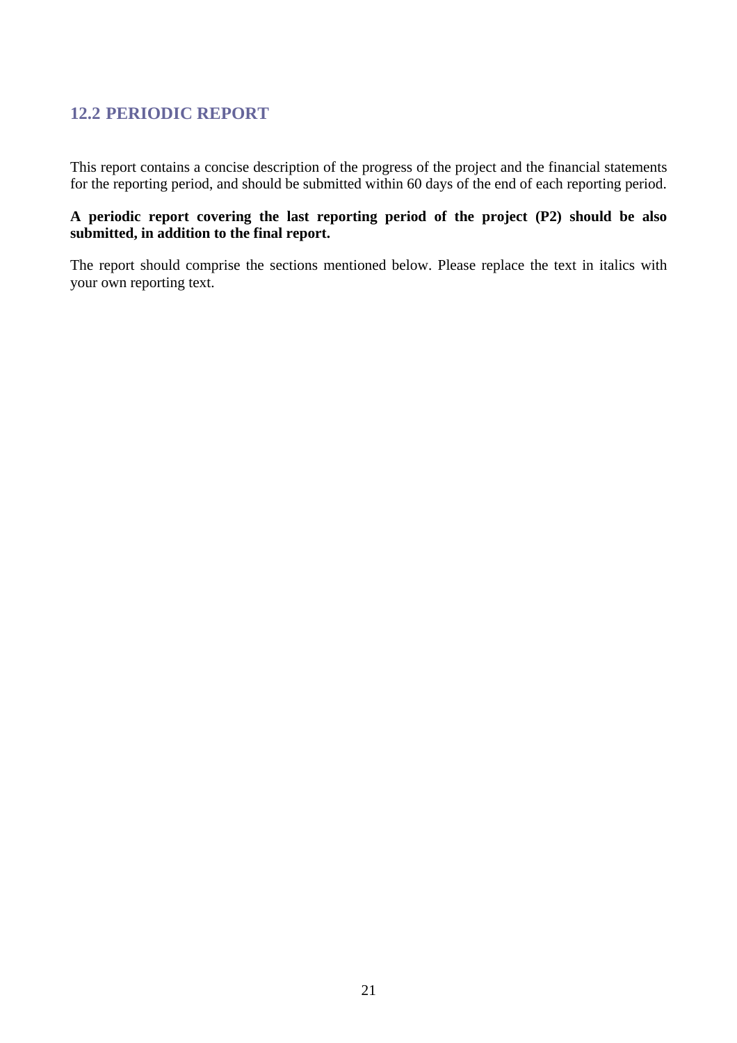## 12.2 PERIODIC REPORT

This report contains a concise description of the progress of the project and the financial statements for the reporting period, and should be submitted within 60 days of the end of each reporting period.

**A periodic report covering the last reporting period of the project (P2) should be also submitted, in addition to the final report.**

The report should comprise the sections mentioned below. Please replace the text in italics with your own reporting text.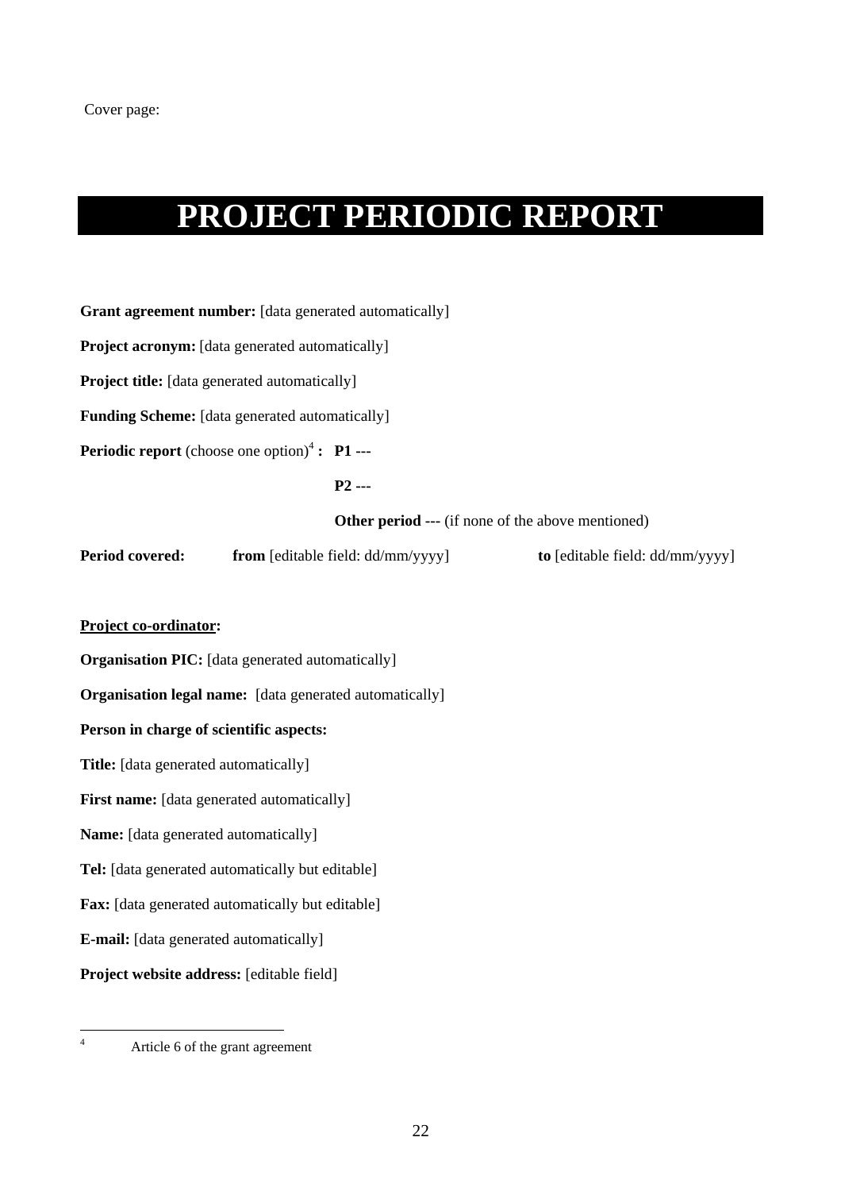Cover page:

# PROJECT PERIODIC REPORT

**Grant agreement number:** [data generated automatically]

**Project acronym:** [data generated automatically]

**Project title:** [data generated automatically]

**Funding Scheme:** [data generated automatically]

**Periodic report** (choose one option)[4] **:** **P1 ---**

**P2 ---**

**Other period ---** (if none of the above mentioned)

**Period covered:** **from** [editable field: dd/mm/yyyy] **to** [editable field: dd/mm/yyyy]

**Project co-ordinator:**

**Organisation PIC:** [data generated automatically]

**Organisation legal name:** [data generated automatically]

**Person in charge of scientific aspects:**

**Title:** [data generated automatically]

**First name:** [data generated automatically]

**Name:** [data generated automatically]

**Tel:** [data generated automatically but editable]

**Fax:** [data generated automatically but editable]

**E-mail:** [data generated automatically]

**Project website address:** [editable field]

---

[4] Article 6 of the grant agreement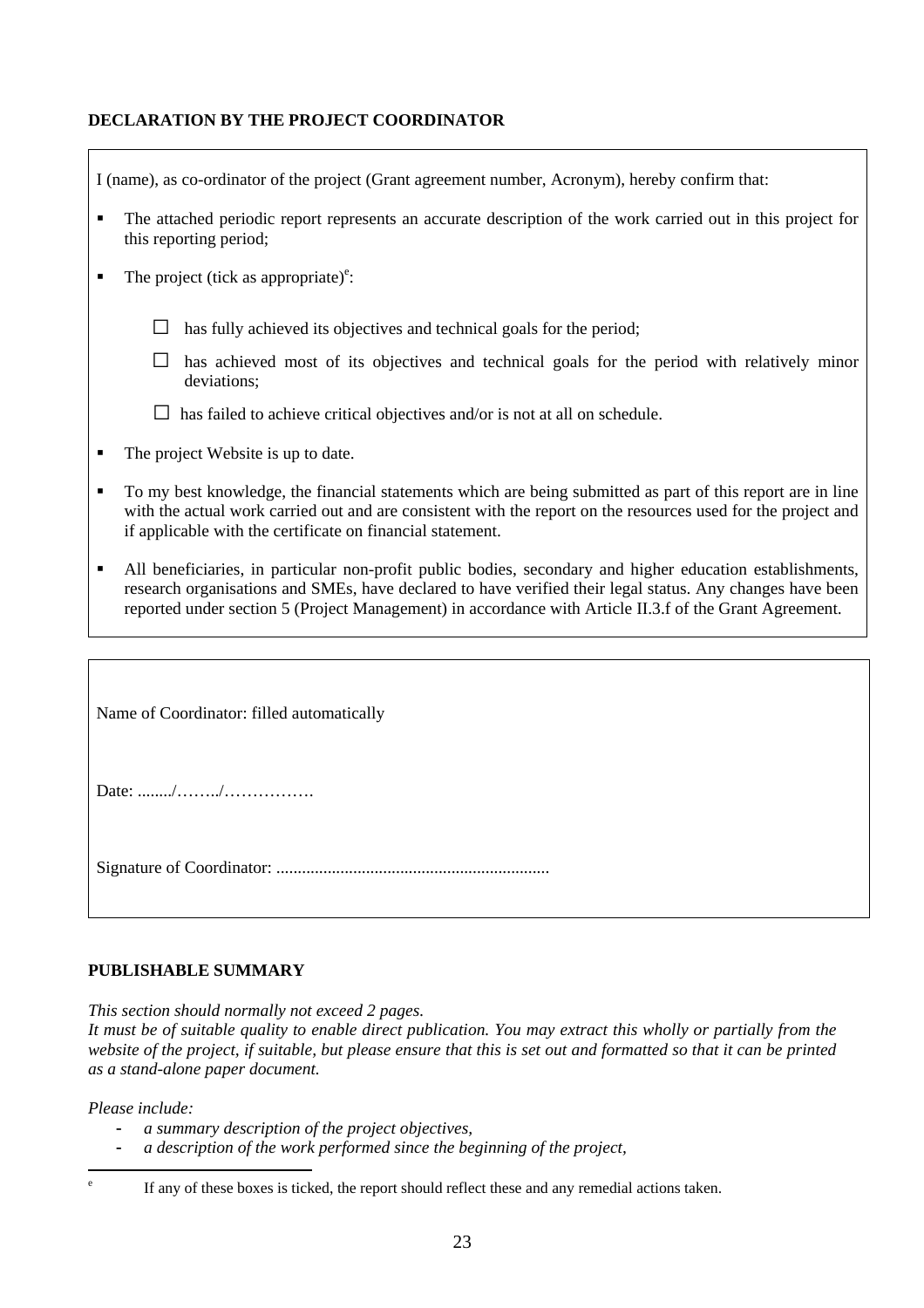**DECLARATION BY THE PROJECT COORDINATOR**

I (name), as co-ordinator of the project (Grant agreement number, Acronym), hereby confirm that:

- The attached periodic report represents an accurate description of the work carried out in this project for this reporting period;
- The project (tick as appropriate)[e]:

  □ has fully achieved its objectives and technical goals for the period;

  □ has achieved most of its objectives and technical goals for the period with relatively minor deviations;

  □ has failed to achieve critical objectives and/or is not at all on schedule.

- The project Website is up to date.
- To my best knowledge, the financial statements which are being submitted as part of this report are in line with the actual work carried out and are consistent with the report on the resources used for the project and if applicable with the certificate on financial statement.
- All beneficiaries, in particular non-profit public bodies, secondary and higher education establishments, research organisations and SMEs, have declared to have verified their legal status. Any changes have been reported under section 5 (Project Management) in accordance with Article II.3.f of the Grant Agreement.

Name of Coordinator: filled automatically

Date: ......../……../…………….

Signature of Coordinator: ................................................................

**PUBLISHABLE SUMMARY**

*This section should normally not exceed 2 pages.*
*It must be of suitable quality to enable direct publication. You may extract this wholly or partially from the website of the project, if suitable, but please ensure that this is set out and formatted so that it can be printed as a stand-alone paper document.*

*Please include:*

- *a summary description of the project objectives,*
- *a description of the work performed since the beginning of the project,*

---

[e] If any of these boxes is ticked, the report should reflect these and any remedial actions taken.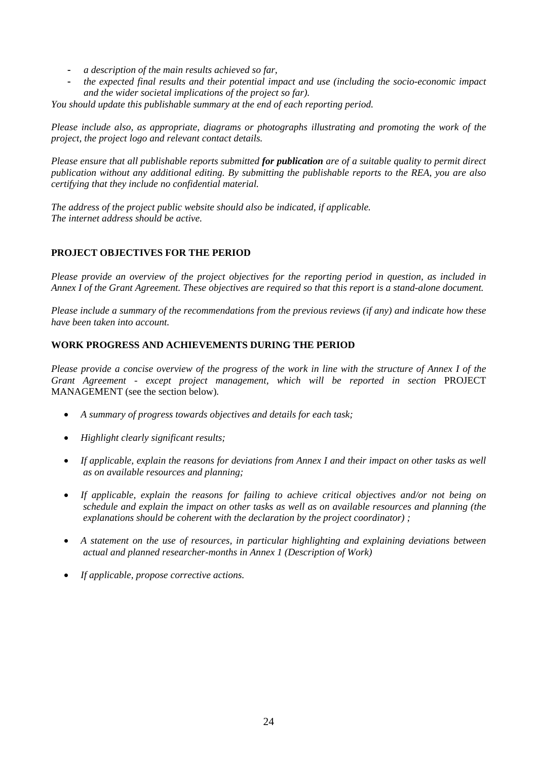- *a description of the main results achieved so far,*
- *the expected final results and their potential impact and use (including the socio-economic impact and the wider societal implications of the project so far).*

*You should update this publishable summary at the end of each reporting period.*

*Please include also, as appropriate, diagrams or photographs illustrating and promoting the work of the project, the project logo and relevant contact details.*

*Please ensure that all publishable reports submitted* ***for publication*** *are of a suitable quality to permit direct publication without any additional editing. By submitting the publishable reports to the REA, you are also certifying that they include no confidential material.*

*The address of the project public website should also be indicated, if applicable.*
*The internet address should be active.*

**PROJECT OBJECTIVES FOR THE PERIOD**

*Please provide an overview of the project objectives for the reporting period in question, as included in Annex I of the Grant Agreement. These objectives are required so that this report is a stand-alone document.*

*Please include a summary of the recommendations from the previous reviews (if any) and indicate how these have been taken into account.*

**WORK PROGRESS AND ACHIEVEMENTS DURING THE PERIOD**

*Please provide a concise overview of the progress of the work in line with the structure of Annex I of the Grant Agreement - except project management, which will be reported in section* PROJECT MANAGEMENT (see the section below)*.*

- *A summary of progress towards objectives and details for each task;*
- *Highlight clearly significant results;*
- *If applicable, explain the reasons for deviations from Annex I and their impact on other tasks as well as on available resources and planning;*
- *If applicable, explain the reasons for failing to achieve critical objectives and/or not being on schedule and explain the impact on other tasks as well as on available resources and planning (the explanations should be coherent with the declaration by the project coordinator) ;*
- *A statement on the use of resources, in particular highlighting and explaining deviations between actual and planned researcher-months in Annex 1 (Description of Work)*
- *If applicable, propose corrective actions.*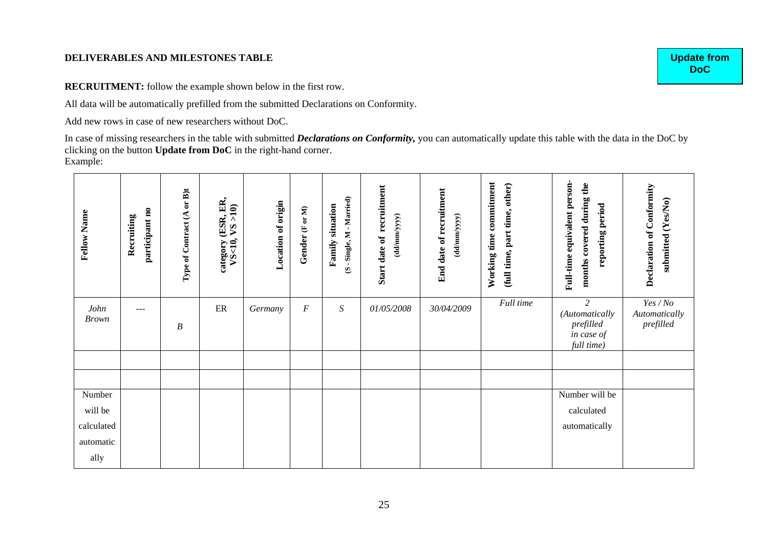**DELIVERABLES AND MILESTONES TABLE**

**Update from DoC**

**RECRUITMENT:** follow the example shown below in the first row.

All data will be automatically prefilled from the submitted Declarations on Conformity.

Add new rows in case of new researchers without DoC.

In case of missing researchers in the table with submitted ***Declarations on Conformity,*** you can automatically update this table with the data in the DoC by clicking on the button **Update from DoC** in the right-hand corner.
Example:

| **Fellow Name** | **Recruiting participant no** | **Type of Contract (A or B)t** | **category (ESR, ER, VS<10, VS >10)** | **Location of origin** | **Gender (F or M)** | **Family situation (S - Single, M - Married)** | **Start date of recruitment (dd/mm/yyyy)** | **End date of recruitment (dd/mm/yyyy)** | **Working time commitment (full time, part time, other)** | **Full-time equivalent person-months covered during the reporting period** | **Declaration of Conformity submitted (Yes/No)** |
|---|---|---|---|---|---|---|---|---|---|---|---|
| *John Brown* | --- | *B* | ER | *Germany* | *F* | *S* | *01/05/2008* | *30/04/2009* | *Full time* | *2 (Automatically prefilled in case of full time)* | *Yes / No Automatically prefilled* |
| | | | | | | | | | | | |
| | | | | | | | | | | | |
| Number will be calculated automatically | | | | | | | | | | Number will be calculated automatically | |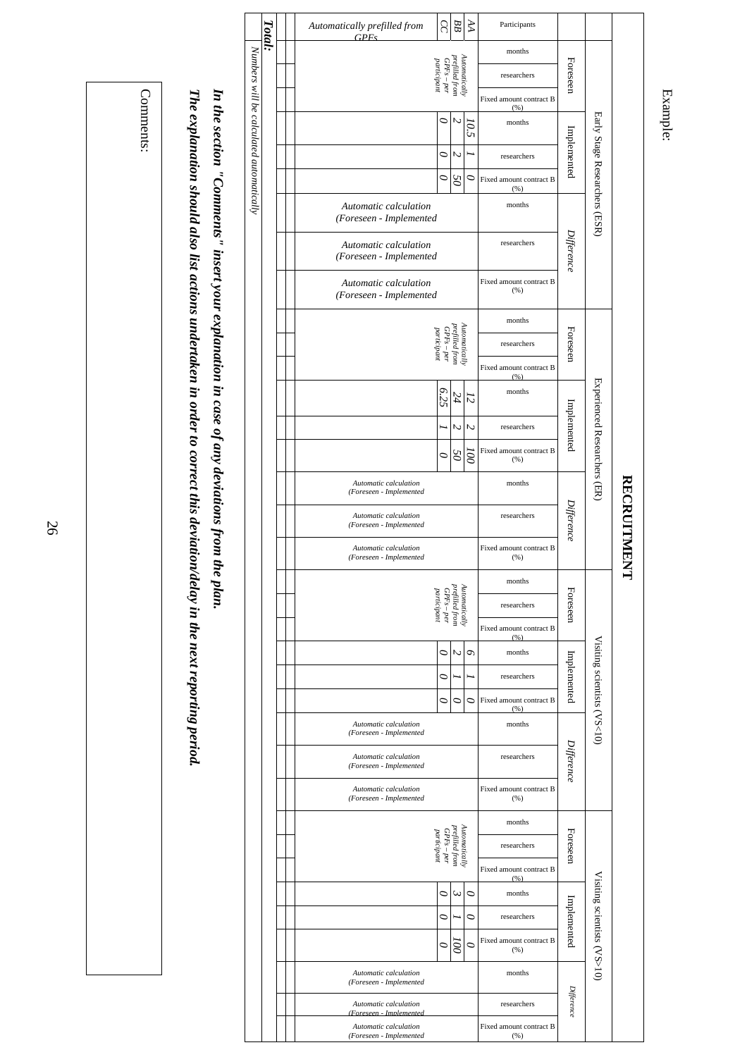Example:

# RECRUITMENT

| Participants | Early Stage Researchers (ESR) | | | | | | | | | Experienced Researchers (ER) | | | | | | | | | Visiting scientists (VS<10) | | | | | | | | | Visiting scientists (VS>10) | | | | | | | | |
|---|---|---|---|---|---|---|---|---|---|---|---|---|---|---|---|---|---|---|---|---|---|---|---|---|---|---|---|---|---|---|---|---|---|---|---|---|
| | Foreseen | | | Implemented | | | *Difference* | | | Foreseen | | | Implemented | | | *Difference* | | | Foreseen | | | Implemented | | | *Difference* | | | Foreseen | | | Implemented | | | *Difference* | | |
| | months | researchers | Fixed amount contract B (%) | months | researchers | Fixed amount contract B (%) | months | researchers | Fixed amount contract B (%) | months | researchers | Fixed amount contract B (%) | months | researchers | Fixed amount contract B (%) | months | researchers | Fixed amount contract B (%) | months | researchers | Fixed amount contract B (%) | months | researchers | Fixed amount contract B (%) | months | researchers | Fixed amount contract B (%) | months | researchers | Fixed amount contract B (%) | months | researchers | Fixed amount contract B (%) | months | researchers | Fixed amount contract B (%) |
| *AA* | *Automatically prefilled from GPEs – per participant* | | | *10.5* | *1* | *0* | | | | *Automatically prefilled from GPEs – per participant* | | | *12* | *2* | *100* | | | | *Automatically prefilled from GPEs – per participant* | | | *6* | *1* | *0* | | | | *Automatically prefilled from GPEs – per participant* | | | *0* | *0* | *0* | | | |
| *BB* | | | | *2* | *2* | *50* | | | | | | | *24* | *2* | *50* | | | | | | | *2* | *1* | *0* | | | | | | | *3* | *1* | *100* | | | |
| *CC* | | | | *0* | *0* | *0* | | | | | | | *6.25* | *1* | *0* | | | | | | | *0* | *0* | *0* | | | | | | | *0* | *0* | *0* | | | |
| *Automatically prefilled from GPEs* | | | | | | | *Automatic calculation (Foreseen - Implemented* | *Automatic calculation (Foreseen - Implemented* | *Automatic calculation (Foreseen - Implemented* | | | | | | | *Automatic calculation (Foreseen - Implemented* | *Automatic calculation (Foreseen - Implemented* | *Automatic calculation (Foreseen - Implemented* | | | | | | | *Automatic calculation (Foreseen - Implemented* | *Automatic calculation (Foreseen - Implemented* | *Automatic calculation (Foreseen - Implemented* | | | | | | | *Automatic calculation (Foreseen - Implemented* | *Automatic calculation (Foreseen - Implemented* | *Automatic calculation (Foreseen - Implemented* |
| | | | | | | | | | | | | | | | | | | | | | | | | | | | | | | | | | | | | |
| **Total:** | *Numbers will be calculated automatically* | | | | | | | | | | | | | | | | | | | | | | | | | | | | | | | | | | | |

***In the section "Comments" insert your explanation in case of any deviations from the plan.***
***The explanation should also list actions undertaken in order to correct this deviation/delay in the next reporting period.***

Comments: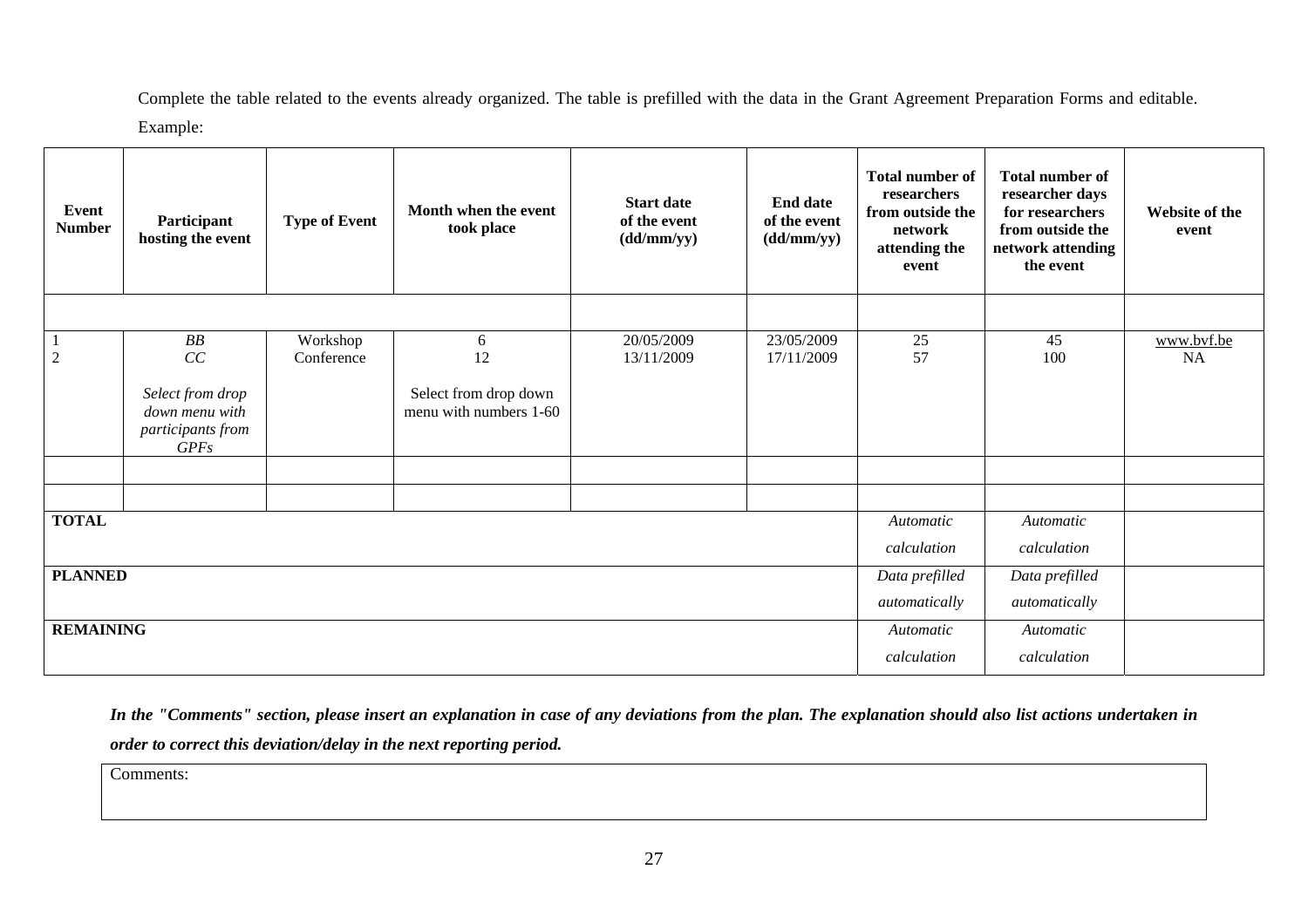Complete the table related to the events already organized. The table is prefilled with the data in the Grant Agreement Preparation Forms and editable.

Example:

| Event Number | Participant hosting the event | Type of Event | Month when the event took place | Start date of the event (dd/mm/yy) | End date of the event (dd/mm/yy) | Total number of researchers from outside the network attending the event | Total number of researcher days for researchers from outside the network attending the event | Website of the event |
|---|---|---|---|---|---|---|---|---|
| | | | | | | | | |
| 1<br>2 | *BB*<br>*CC*<br><br>*Select from drop down menu with participants from GPFs* | Workshop<br>Conference | 6<br>12<br><br>Select from drop down menu with numbers 1-60 | 20/05/2009<br>13/11/2009 | 23/05/2009<br>17/11/2009 | 25<br>57 | 45<br>100 | www.bvf.be<br>NA |
| | | | | | | | | |
| | | | | | | | | |
| **TOTAL** | | | | | | *Automatic calculation* | *Automatic calculation* | |
| **PLANNED** | | | | | | *Data prefilled automatically* | *Data prefilled automatically* | |
| **REMAINING** | | | | | | *Automatic calculation* | *Automatic calculation* | |

***In the "Comments" section, please insert an explanation in case of any deviations from the plan. The explanation should also list actions undertaken in order to correct this deviation/delay in the next reporting period.***

| Comments: |
|---|
| |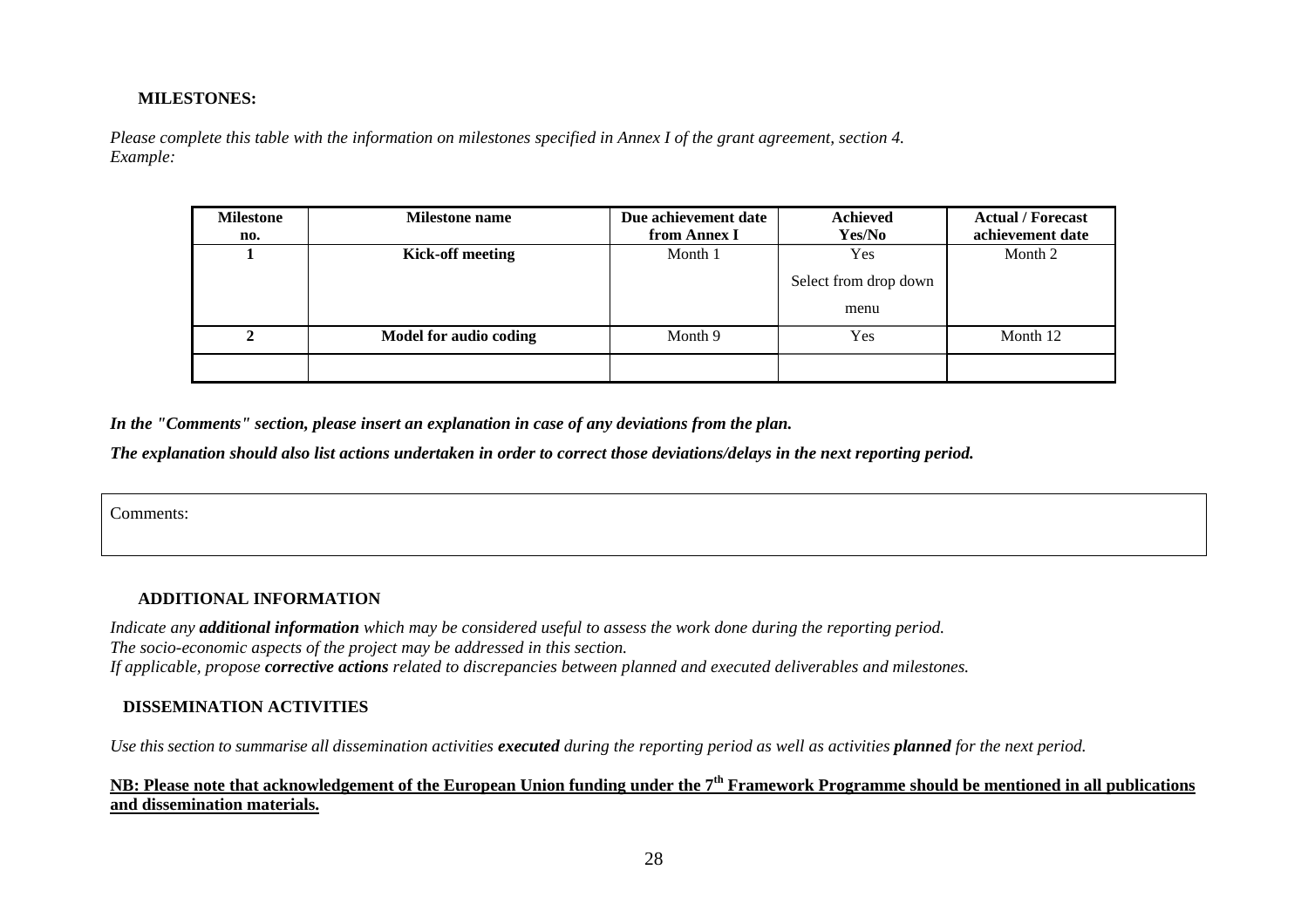### MILESTONES:

*Please complete this table with the information on milestones specified in Annex I of the grant agreement, section 4.*
*Example:*

| Milestone no. | Milestone name | Due achievement date from Annex I | Achieved Yes/No | Actual / Forecast achievement date |
|---|---|---|---|---|
| **1** | **Kick-off meeting** | Month 1 | Yes<br>Select from drop down menu | Month 2 |
| **2** | **Model for audio coding** | Month 9 | Yes | Month 12 |
| | | | | |

***In the "Comments" section, please insert an explanation in case of any deviations from the plan.***

***The explanation should also list actions undertaken in order to correct those deviations/delays in the next reporting period.***

| Comments: |
|---|

### ADDITIONAL INFORMATION

*Indicate any **additional information** which may be considered useful to assess the work done during the reporting period.*
*The socio-economic aspects of the project may be addressed in this section.*
*If applicable, propose **corrective actions** related to discrepancies between planned and executed deliverables and milestones.*

### DISSEMINATION ACTIVITIES

*Use this section to summarise all dissemination activities **executed** during the reporting period as well as activities **planned** for the next period.*

**NB: Please note that acknowledgement of the European Union funding under the 7th Framework Programme should be mentioned in all publications and dissemination materials.**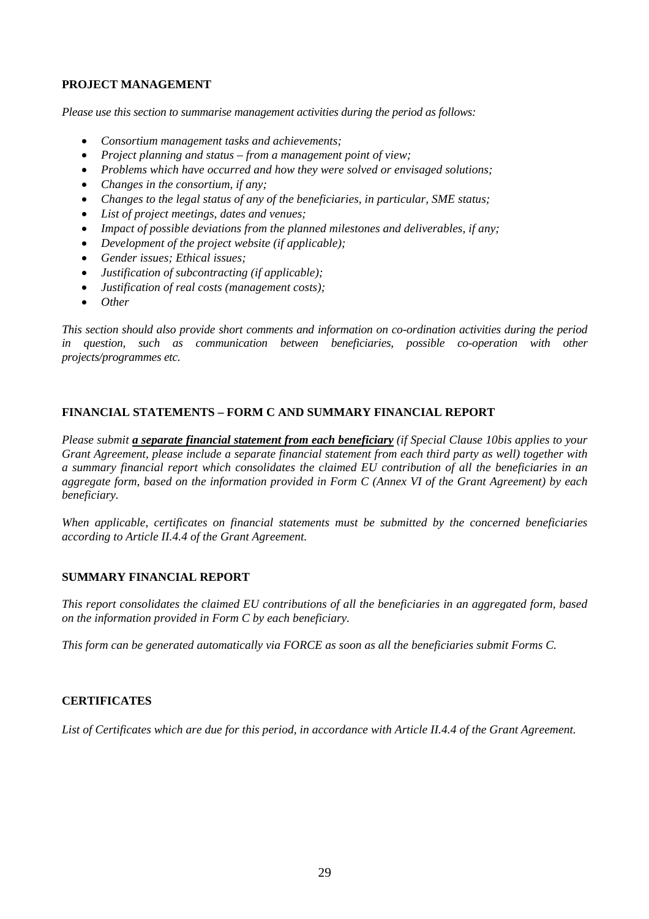**PROJECT MANAGEMENT**

*Please use this section to summarise management activities during the period as follows:*

- *Consortium management tasks and achievements;*
- *Project planning and status – from a management point of view;*
- *Problems which have occurred and how they were solved or envisaged solutions;*
- *Changes in the consortium, if any;*
- *Changes to the legal status of any of the beneficiaries, in particular, SME status;*
- *List of project meetings, dates and venues;*
- *Impact of possible deviations from the planned milestones and deliverables, if any;*
- *Development of the project website (if applicable);*
- *Gender issues; Ethical issues;*
- *Justification of subcontracting (if applicable);*
- *Justification of real costs (management costs);*
- *Other*

*This section should also provide short comments and information on co-ordination activities during the period in question, such as communication between beneficiaries, possible co-operation with other projects/programmes etc.*

**FINANCIAL STATEMENTS – FORM C AND SUMMARY FINANCIAL REPORT**

*Please submit* ***a separate financial statement from each beneficiary*** *(if Special Clause 10bis applies to your Grant Agreement, please include a separate financial statement from each third party as well) together with a summary financial report which consolidates the claimed EU contribution of all the beneficiaries in an aggregate form, based on the information provided in Form C (Annex VI of the Grant Agreement) by each beneficiary.*

*When applicable, certificates on financial statements must be submitted by the concerned beneficiaries according to Article II.4.4 of the Grant Agreement.*

**SUMMARY FINANCIAL REPORT**

*This report consolidates the claimed EU contributions of all the beneficiaries in an aggregated form, based on the information provided in Form C by each beneficiary.*

*This form can be generated automatically via FORCE as soon as all the beneficiaries submit Forms C.*

**CERTIFICATES**

*List of Certificates which are due for this period, in accordance with Article II.4.4 of the Grant Agreement.*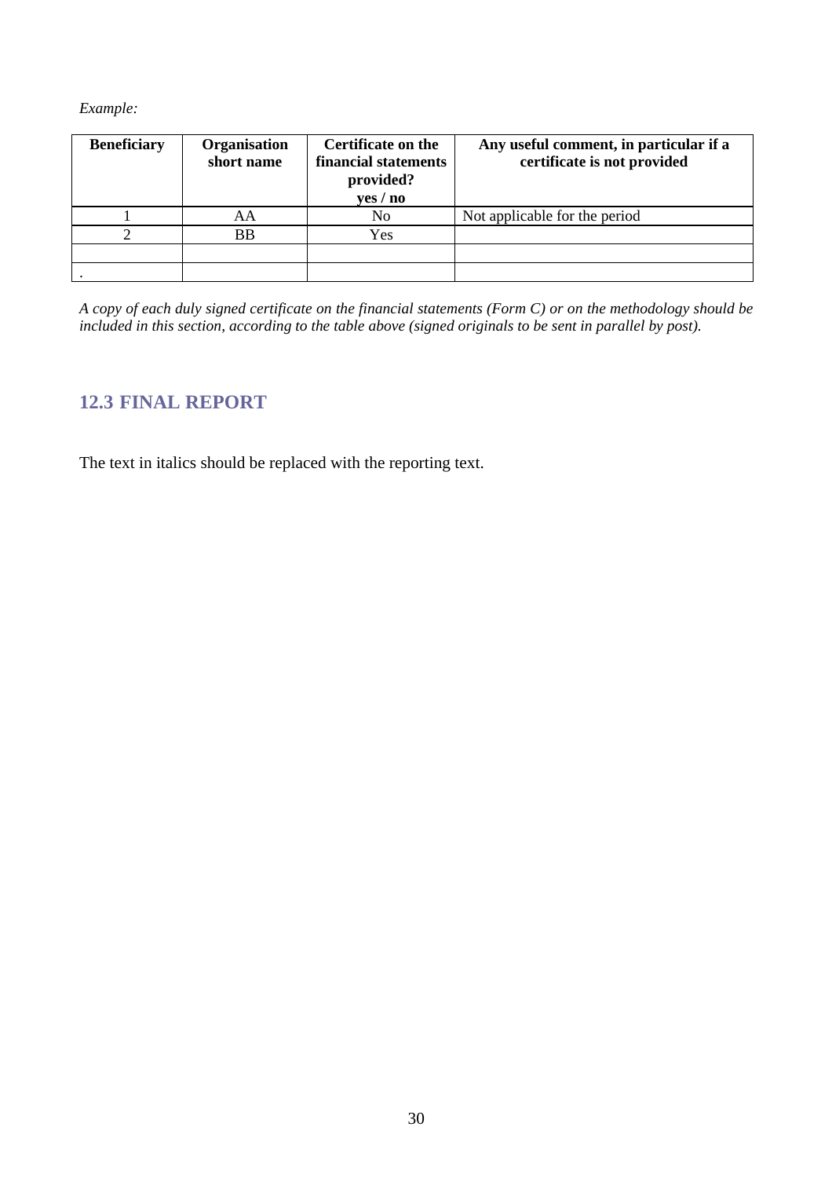*Example:*

| Beneficiary | Organisation short name | Certificate on the financial statements provided? yes / no | Any useful comment, in particular if a certificate is not provided |
|---|---|---|---|
| 1 | AA | No | Not applicable for the period |
| 2 | BB | Yes | |
| | | | |
| . | | | |

*A copy of each duly signed certificate on the financial statements (Form C) or on the methodology should be included in this section, according to the table above (signed originals to be sent in parallel by post).*

## 12.3 FINAL REPORT

The text in italics should be replaced with the reporting text.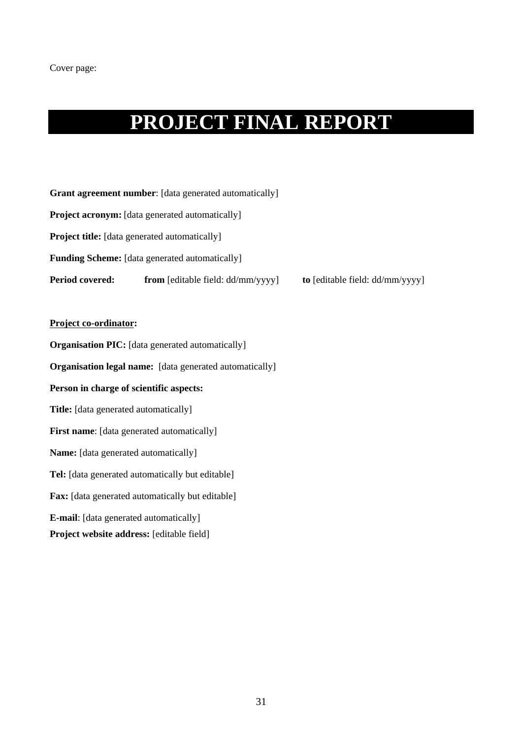Cover page:

# PROJECT FINAL REPORT

**Grant agreement number**: [data generated automatically]

**Project acronym:** [data generated automatically]

**Project title:** [data generated automatically]

**Funding Scheme:** [data generated automatically]

**Period covered:** **from** [editable field: dd/mm/yyyy] **to** [editable field: dd/mm/yyyy]

**Project co-ordinator:**

**Organisation PIC:** [data generated automatically]

**Organisation legal name:** [data generated automatically]

**Person in charge of scientific aspects:**

**Title:** [data generated automatically]

**First name**: [data generated automatically]

**Name:** [data generated automatically]

**Tel:** [data generated automatically but editable]

**Fax:** [data generated automatically but editable]

**E-mail**: [data generated automatically]

**Project website address:** [editable field]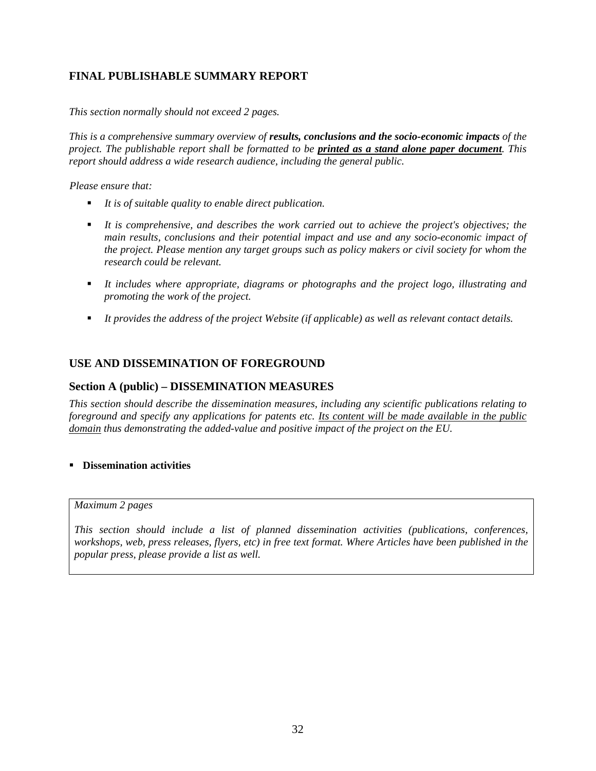## FINAL PUBLISHABLE SUMMARY REPORT

*This section normally should not exceed 2 pages.*

*This is a comprehensive summary overview of **results, conclusions and the socio-economic impacts** of the project. The publishable report shall be formatted to be **printed as a stand alone paper document**. This report should address a wide research audience, including the general public.*

*Please ensure that:*

- *It is of suitable quality to enable direct publication.*
- *It is comprehensive, and describes the work carried out to achieve the project's objectives; the main results, conclusions and their potential impact and use and any socio-economic impact of the project. Please mention any target groups such as policy makers or civil society for whom the research could be relevant.*
- *It includes where appropriate, diagrams or photographs and the project logo, illustrating and promoting the work of the project.*
- *It provides the address of the project Website (if applicable) as well as relevant contact details.*

## USE AND DISSEMINATION OF FOREGROUND

### Section A (public) – DISSEMINATION MEASURES

*This section should describe the dissemination measures, including any scientific publications relating to foreground and specify any applications for patents etc. Its content will be made available in the public domain thus demonstrating the added-value and positive impact of the project on the EU.*

- **Dissemination activities**

*Maximum 2 pages*

*This section should include a list of planned dissemination activities (publications, conferences, workshops, web, press releases, flyers, etc) in free text format. Where Articles have been published in the popular press, please provide a list as well.*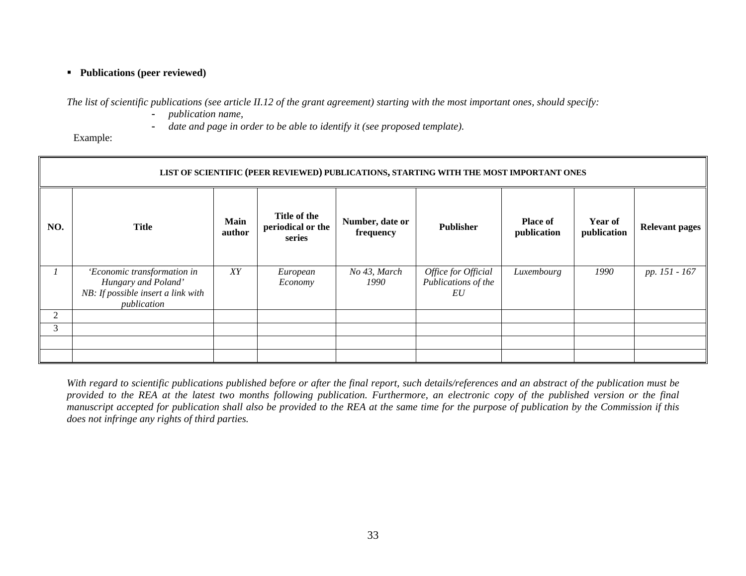- **Publications (peer reviewed)**

*The list of scientific publications (see article II.12 of the grant agreement) starting with the most important ones, should specify:*

- *publication name,*
- *date and page in order to be able to identify it (see proposed template).*

Example:

| **LIST OF SCIENTIFIC (PEER REVIEWED) PUBLICATIONS, STARTING WITH THE MOST IMPORTANT ONES** | | | | | | | | |
|---|---|---|---|---|---|---|---|---|
| **NO.** | **Title** | **Main author** | **Title of the periodical or the series** | **Number, date or frequency** | **Publisher** | **Place of publication** | **Year of publication** | **Relevant pages** |
| *1* | *'Economic transformation in Hungary and Poland'* *NB: If possible insert a link with publication* | *XY* | *European Economy* | *No 43, March 1990* | *Office for Official Publications of the EU* | *Luxembourg* | *1990* | *pp. 151 - 167* |
| 2 | | | | | | | | |
| 3 | | | | | | | | |
| | | | | | | | | |
| | | | | | | | | |

*With regard to scientific publications published before or after the final report, such details/references and an abstract of the publication must be provided to the REA at the latest two months following publication. Furthermore, an electronic copy of the published version or the final manuscript accepted for publication shall also be provided to the REA at the same time for the purpose of publication by the Commission if this does not infringe any rights of third parties.*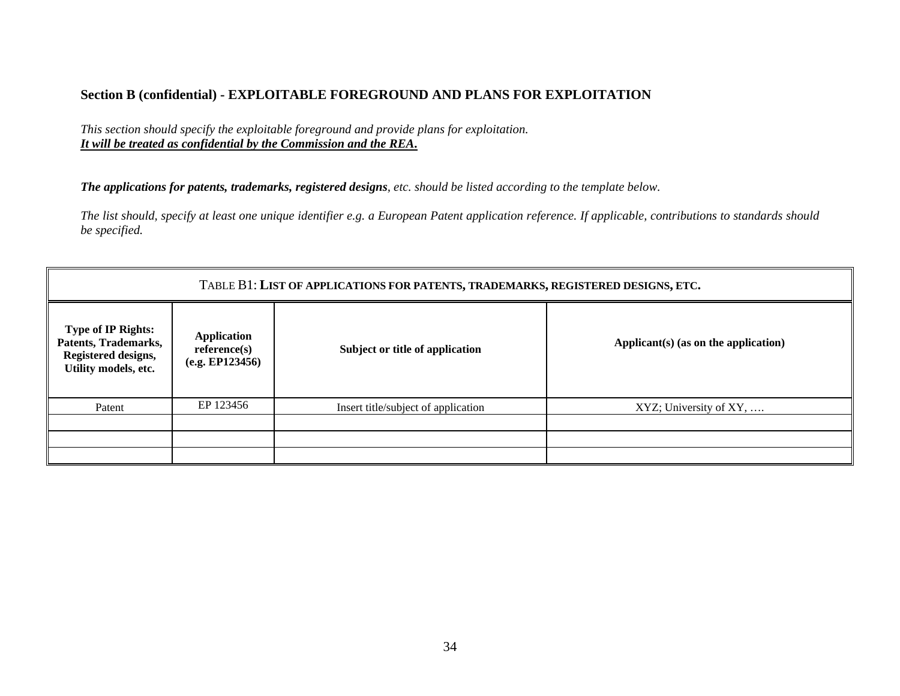## Section B (confidential) - EXPLOITABLE FOREGROUND AND PLANS FOR EXPLOITATION

*This section should specify the exploitable foreground and provide plans for exploitation.*
***It will be treated as confidential by the Commission and the REA.***

***The applications for patents, trademarks, registered designs**, etc. should be listed according to the template below.*

*The list should, specify at least one unique identifier e.g. a European Patent application reference. If applicable, contributions to standards should be specified.*

| TABLE B1: **LIST OF APPLICATIONS FOR PATENTS, TRADEMARKS, REGISTERED DESIGNS, ETC.** | | | |
|---|---|---|---|
| **Type of IP Rights: Patents, Trademarks, Registered designs, Utility models, etc.** | **Application reference(s) (e.g. EP123456)** | **Subject or title of application** | **Applicant(s) (as on the application)** |
| Patent | EP 123456 | Insert title/subject of application | XYZ; University of XY, …. |
| | | | |
| | | | |
| | | | |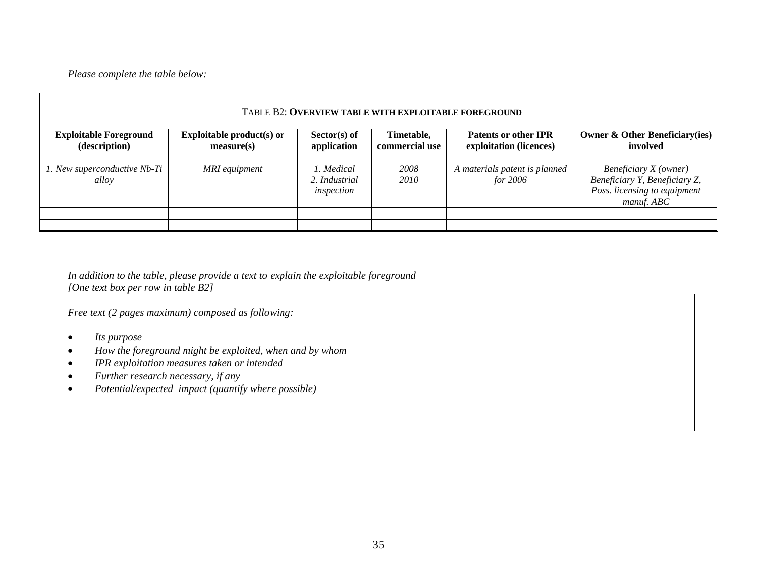*Please complete the table below:*

| TABLE B2: **OVERVIEW TABLE WITH EXPLOITABLE FOREGROUND** | | | | | |
|---|---|---|---|---|---|
| **Exploitable Foreground (description)** | **Exploitable product(s) or measure(s)** | **Sector(s) of application** | **Timetable, commercial use** | **Patents or other IPR exploitation (licences)** | **Owner & Other Beneficiary(ies) involved** |
| *1. New superconductive Nb-Ti alloy* | *MRI equipment* | *1. Medical*<br>*2. Industrial inspection* | *2008*<br>*2010* | *A materials patent is planned for 2006* | *Beneficiary X (owner)*<br>*Beneficiary Y, Beneficiary Z, Poss. licensing to equipment manuf. ABC* |
| | | | | | |
| | | | | | |

*In addition to the table, please provide a text to explain the exploitable foreground*
*[One text box per row in table B2]*

*Free text (2 pages maximum) composed as following:*

- *Its purpose*
- *How the foreground might be exploited, when and by whom*
- *IPR exploitation measures taken or intended*
- *Further research necessary, if any*
- *Potential/expected impact (quantify where possible)*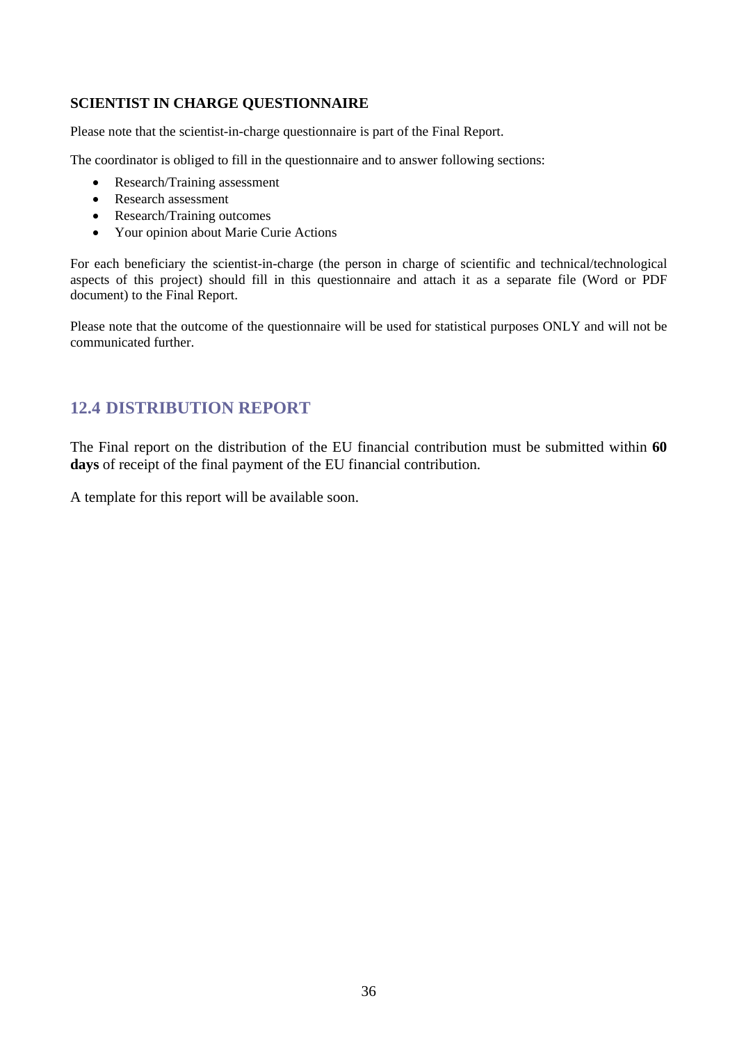**SCIENTIST IN CHARGE QUESTIONNAIRE**

Please note that the scientist-in-charge questionnaire is part of the Final Report.

The coordinator is obliged to fill in the questionnaire and to answer following sections:

- Research/Training assessment
- Research assessment
- Research/Training outcomes
- Your opinion about Marie Curie Actions

For each beneficiary the scientist-in-charge (the person in charge of scientific and technical/technological aspects of this project) should fill in this questionnaire and attach it as a separate file (Word or PDF document) to the Final Report.

Please note that the outcome of the questionnaire will be used for statistical purposes ONLY and will not be communicated further.

## 12.4 DISTRIBUTION REPORT

The Final report on the distribution of the EU financial contribution must be submitted within **60 days** of receipt of the final payment of the EU financial contribution.

A template for this report will be available soon.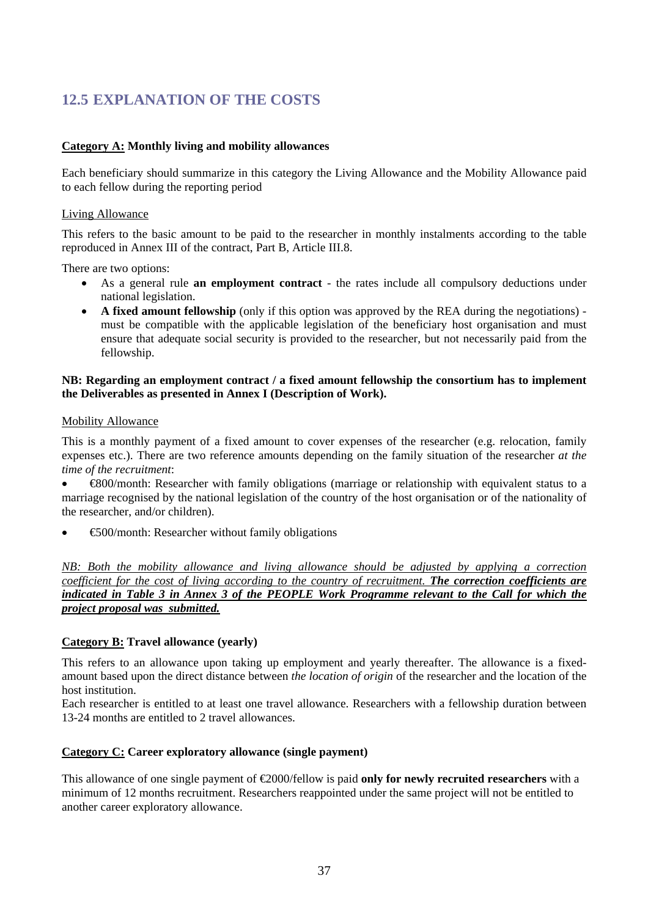## 12.5 EXPLANATION OF THE COSTS

**Category A: Monthly living and mobility allowances**

Each beneficiary should summarize in this category the Living Allowance and the Mobility Allowance paid to each fellow during the reporting period

Living Allowance

This refers to the basic amount to be paid to the researcher in monthly instalments according to the table reproduced in Annex III of the contract, Part B, Article III.8.

There are two options:

- As a general rule **an employment contract** - the rates include all compulsory deductions under national legislation.
- **A fixed amount fellowship** (only if this option was approved by the REA during the negotiations) - must be compatible with the applicable legislation of the beneficiary host organisation and must ensure that adequate social security is provided to the researcher, but not necessarily paid from the fellowship.

**NB: Regarding an employment contract / a fixed amount fellowship the consortium has to implement the Deliverables as presented in Annex I (Description of Work).**

Mobility Allowance

This is a monthly payment of a fixed amount to cover expenses of the researcher (e.g. relocation, family expenses etc.). There are two reference amounts depending on the family situation of the researcher *at the time of the recruitment*:

- €800/month: Researcher with family obligations (marriage or relationship with equivalent status to a marriage recognised by the national legislation of the country of the host organisation or of the nationality of the researcher, and/or children).
- €500/month: Researcher without family obligations

*NB: Both the mobility allowance and living allowance should be adjusted by applying a correction coefficient for the cost of living according to the country of recruitment.* ***The correction coefficients are indicated in Table 3 in Annex 3 of the PEOPLE Work Programme relevant to the Call for which the project proposal was submitted.***

**Category B: Travel allowance (yearly)**

This refers to an allowance upon taking up employment and yearly thereafter. The allowance is a fixed-amount based upon the direct distance between *the location of origin* of the researcher and the location of the host institution.

Each researcher is entitled to at least one travel allowance. Researchers with a fellowship duration between 13-24 months are entitled to 2 travel allowances.

**Category C: Career exploratory allowance (single payment)**

This allowance of one single payment of €2000/fellow is paid **only for newly recruited researchers** with a minimum of 12 months recruitment. Researchers reappointed under the same project will not be entitled to another career exploratory allowance.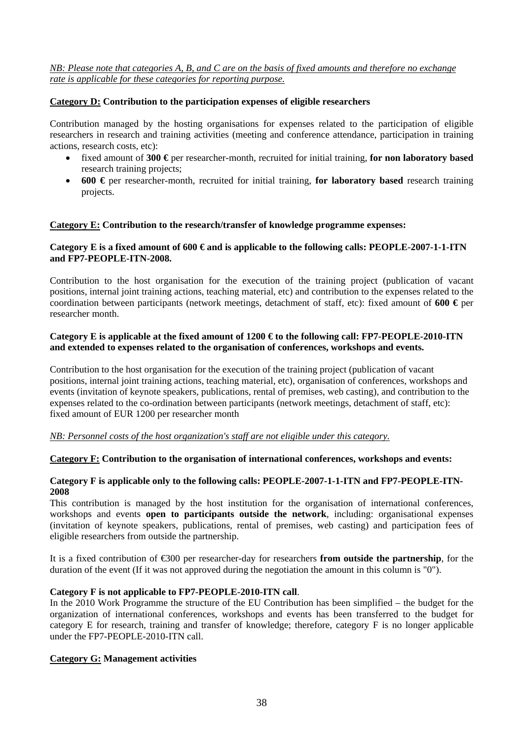*NB: Please note that categories A, B, and C are on the basis of fixed amounts and therefore no exchange rate is applicable for these categories for reporting purpose.*

**Category D: Contribution to the participation expenses of eligible researchers**

Contribution managed by the hosting organisations for expenses related to the participation of eligible researchers in research and training activities (meeting and conference attendance, participation in training actions, research costs, etc):

- fixed amount of **300 €** per researcher-month, recruited for initial training, **for non laboratory based** research training projects;
- **600 €** per researcher-month, recruited for initial training, **for laboratory based** research training projects.

**Category E: Contribution to the research/transfer of knowledge programme expenses:**

**Category E is a fixed amount of 600 € and is applicable to the following calls: PEOPLE-2007-1-1-ITN and FP7-PEOPLE-ITN-2008.**

Contribution to the host organisation for the execution of the training project (publication of vacant positions, internal joint training actions, teaching material, etc) and contribution to the expenses related to the coordination between participants (network meetings, detachment of staff, etc): fixed amount of **600 €** per researcher month.

**Category E is applicable at the fixed amount of 1200 € to the following call: FP7-PEOPLE-2010-ITN and extended to expenses related to the organisation of conferences, workshops and events.**

Contribution to the host organisation for the execution of the training project (publication of vacant positions, internal joint training actions, teaching material, etc), organisation of conferences, workshops and events (invitation of keynote speakers, publications, rental of premises, web casting), and contribution to the expenses related to the co-ordination between participants (network meetings, detachment of staff, etc): fixed amount of EUR 1200 per researcher month

*NB: Personnel costs of the host organization's staff are not eligible under this category.*

**Category F: Contribution to the organisation of international conferences, workshops and events:**

**Category F is applicable only to the following calls: PEOPLE-2007-1-1-ITN and FP7-PEOPLE-ITN-2008**

This contribution is managed by the host institution for the organisation of international conferences, workshops and events **open to participants outside the network**, including: organisational expenses (invitation of keynote speakers, publications, rental of premises, web casting) and participation fees of eligible researchers from outside the partnership.

It is a fixed contribution of €300 per researcher-day for researchers **from outside the partnership**, for the duration of the event (If it was not approved during the negotiation the amount in this column is "0").

**Category F is not applicable to FP7-PEOPLE-2010-ITN call**.

In the 2010 Work Programme the structure of the EU Contribution has been simplified – the budget for the organization of international conferences, workshops and events has been transferred to the budget for category E for research, training and transfer of knowledge; therefore, category F is no longer applicable under the FP7-PEOPLE-2010-ITN call.

**Category G: Management activities**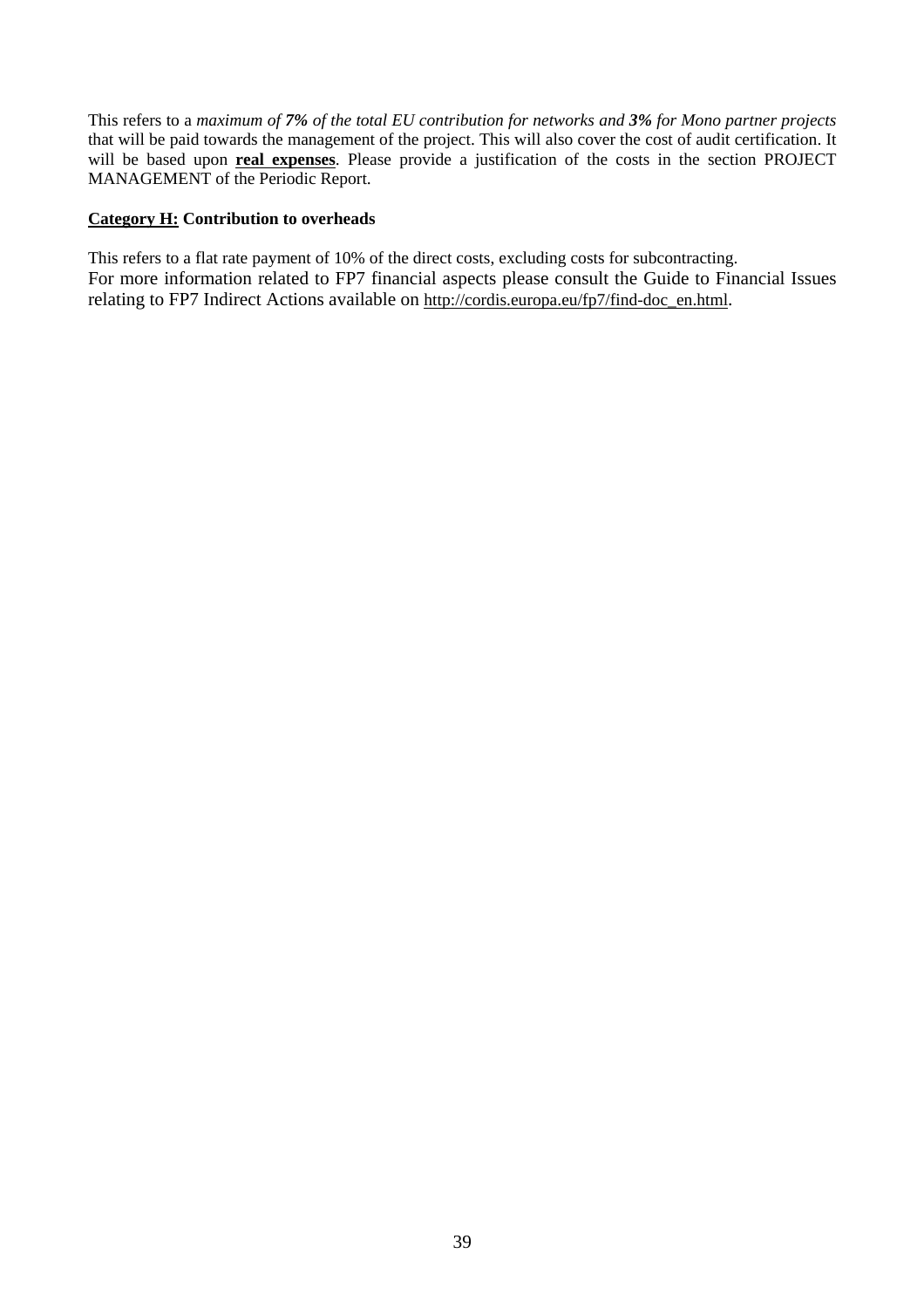This refers to a *maximum of **7%** of the total EU contribution for networks and **3%** for Mono partner projects* that will be paid towards the management of the project. This will also cover the cost of audit certification. It will be based upon **real expenses**. Please provide a justification of the costs in the section PROJECT MANAGEMENT of the Periodic Report.

**Category H: Contribution to overheads**

This refers to a flat rate payment of 10% of the direct costs, excluding costs for subcontracting.
For more information related to FP7 financial aspects please consult the Guide to Financial Issues relating to FP7 Indirect Actions available on http://cordis.europa.eu/fp7/find-doc_en.html.